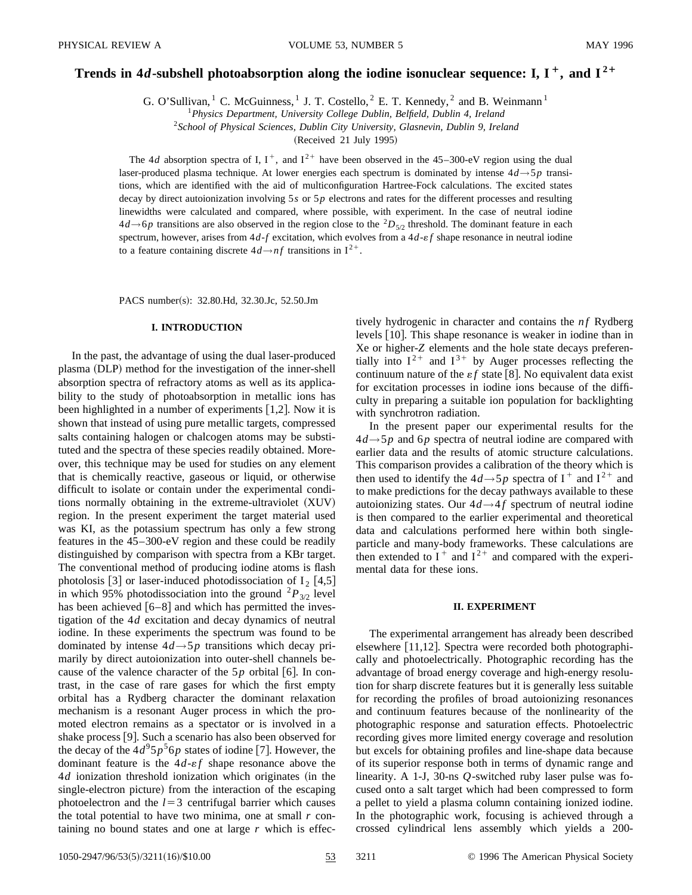# Trends in 4$d$-subshell photoabsorption along the iodine isonuclear sequence: I, $I^+$, and $I^{2+}$

G. O'Sullivan,[1] C. McGuinness,[1] J. T. Costello,[2] E. T. Kennedy,[2] and B. Weinmann[1]

[1]*Physics Department, University College Dublin, Belfield, Dublin 4, Ireland*

[2]*School of Physical Sciences, Dublin City University, Glasnevin, Dublin 9, Ireland*

(Received 21 July 1995)

The 4$d$ absorption spectra of I, $I^+$, and $I^{2+}$ have been observed in the 45–300-eV region using the dual laser-produced plasma technique. At lower energies each spectrum is dominated by intense $4d \rightarrow 5p$ transitions, which are identified with the aid of multiconfiguration Hartree-Fock calculations. The excited states decay by direct autoionization involving 5$s$ or 5$p$ electrons and rates for the different processes and resulting linewidths were calculated and compared, where possible, with experiment. In the case of neutral iodine $4d \rightarrow 6p$ transitions are also observed in the region close to the $^2D_{5/2}$ threshold. The dominant feature in each spectrum, however, arises from 4$d$-$f$ excitation, which evolves from a 4$d$-$\varepsilon f$ shape resonance in neutral iodine to a feature containing discrete $4d \rightarrow nf$ transitions in $I^{2+}$.

PACS number(s): 32.80.Hd, 32.30.Jc, 52.50.Jm

## I. INTRODUCTION

In the past, the advantage of using the dual laser-produced plasma (DLP) method for the investigation of the inner-shell absorption spectra of refractory atoms as well as its applicability to the study of photoabsorption in metallic ions has been highlighted in a number of experiments [1,2]. Now it is shown that instead of using pure metallic targets, compressed salts containing halogen or chalcogen atoms may be substituted and the spectra of these species readily obtained. Moreover, this technique may be used for studies on any element that is chemically reactive, gaseous or liquid, or otherwise difficult to isolate or contain under the experimental conditions normally obtaining in the extreme-ultraviolet (XUV) region. In the present experiment the target material used was KI, as the potassium spectrum has only a few strong features in the 45–300-eV region and these could be readily distinguished by comparison with spectra from a KBr target. The conventional method of producing iodine atoms is flash photolosis [3] or laser-induced photodissociation of $I_2$ [4,5] in which 95% photodissociation into the ground $^2P_{3/2}$ level has been achieved [6–8] and which has permitted the investigation of the 4$d$ excitation and decay dynamics of neutral iodine. In these experiments the spectrum was found to be dominated by intense $4d \rightarrow 5p$ transitions which decay primarily by direct autoionization into outer-shell channels because of the valence character of the 5$p$ orbital [6]. In contrast, in the case of rare gases for which the first empty orbital has a Rydberg character the dominant relaxation mechanism is a resonant Auger process in which the promoted electron remains as a spectator or is involved in a shake process [9]. Such a scenario has also been observed for the decay of the $4d^9 5p^5 6p$ states of iodine [7]. However, the dominant feature is the 4$d$-$\varepsilon f$ shape resonance above the 4$d$ ionization threshold ionization which originates (in the single-electron picture) from the interaction of the escaping photoelectron and the $l=3$ centrifugal barrier which causes the total potential to have two minima, one at small $r$ containing no bound states and one at large $r$ which is effectively hydrogenic in character and contains the $nf$ Rydberg levels [10]. This shape resonance is weaker in iodine than in Xe or higher-$Z$ elements and the hole state decays preferentially into $I^{2+}$ and $I^{3+}$ by Auger processes reflecting the continuum nature of the $\varepsilon f$ state [8]. No equivalent data exist for excitation processes in iodine ions because of the difficulty in preparing a suitable ion population for backlighting with synchrotron radiation.

In the present paper our experimental results for the $4d \rightarrow 5p$ and 6$p$ spectra of neutral iodine are compared with earlier data and the results of atomic structure calculations. This comparison provides a calibration of the theory which is then used to identify the $4d \rightarrow 5p$ spectra of $I^+$ and $I^{2+}$ and to make predictions for the decay pathways available to these autoionizing states. Our $4d \rightarrow 4f$ spectrum of neutral iodine is then compared to the earlier experimental and theoretical data and calculations performed here within both single-particle and many-body frameworks. These calculations are then extended to $I^+$ and $I^{2+}$ and compared with the experimental data for these ions.

## II. EXPERIMENT

The experimental arrangement has already been described elsewhere [11,12]. Spectra were recorded both photographically and photoelectrically. Photographic recording has the advantage of broad energy coverage and high-energy resolution for sharp discrete features but it is generally less suitable for recording the profiles of broad autoionizing resonances and continuum features because of the nonlinearity of the photographic response and saturation effects. Photoelectric recording gives more limited energy coverage and resolution but excels for obtaining profiles and line-shape data because of its superior response both in terms of dynamic range and linearity. A 1-J, 30-ns $Q$-switched ruby laser pulse was focused onto a salt target which had been compressed to form a pellet to yield a plasma column containing ionized iodine. In the photographic work, focusing is achieved through a crossed cylindrical lens assembly which yields a 200-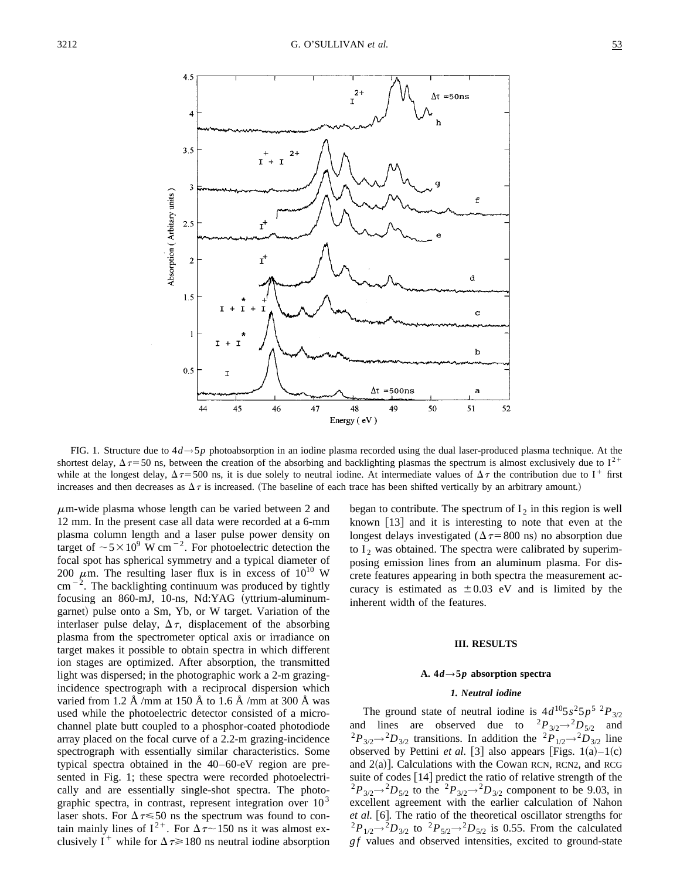FIG. 1. Structure due to $4d \rightarrow 5p$ photoabsorption in an iodine plasma recorded using the dual laser-produced plasma technique. At the shortest delay, $\Delta\tau = 50$ ns, between the creation of the absorbing and backlighting plasmas the spectrum is almost exclusively due to $I^{2+}$ while at the longest delay, $\Delta\tau = 500$ ns, it is due solely to neutral iodine. At intermediate values of $\Delta\tau$ the contribution due to $I^{+}$ first increases and then decreases as $\Delta\tau$ is increased. (The baseline of each trace has been shifted vertically by an arbitrary amount.)

$\mu$m-wide plasma whose length can be varied between 2 and 12 mm. In the present case all data were recorded at a 6-mm plasma column length and a laser pulse power density on target of $\sim 5 \times 10^9$ W cm$^{-2}$. For photoelectric detection the focal spot has spherical symmetry and a typical diameter of 200 $\mu$m. The resulting laser flux is in excess of $10^{10}$ W cm$^{-2}$. The backlighting continuum was produced by tightly focusing an 860-mJ, 10-ns, Nd:YAG (yttrium-aluminum-garnet) pulse onto a Sm, Yb, or W target. Variation of the interlaser pulse delay, $\Delta\tau$, displacement of the absorbing plasma from the spectrometer optical axis or irradiance on target makes it possible to obtain spectra in which different ion stages are optimized. After absorption, the transmitted light was dispersed; in the photographic work a 2-m grazing-incidence spectrograph with a reciprocal dispersion which varied from 1.2 Å/mm at 150 Å to 1.6 Å/mm at 300 Å was used while the photoelectric detector consisted of a microchannel plate butt coupled to a phosphor-coated photodiode array placed on the focal curve of a 2.2-m grazing-incidence spectrograph with essentially similar characteristics. Some typical spectra obtained in the 40–60-eV region are presented in Fig. 1; these spectra were recorded photoelectrically and are essentially single-shot spectra. The photographic spectra, in contrast, represent integration over $10^3$ laser shots. For $\Delta\tau \leqslant 50$ ns the spectrum was found to contain mainly lines of $I^{2+}$. For $\Delta\tau \sim 150$ ns it was almost exclusively $I^{+}$ while for $\Delta\tau \geqslant 180$ ns neutral iodine absorption began to contribute. The spectrum of $I_2$ in this region is well known [13] and it is interesting to note that even at the longest delays investigated ($\Delta\tau = 800$ ns) no absorption due to $I_2$ was obtained. The spectra were calibrated by superimposing emission lines from an aluminum plasma. For discrete features appearing in both spectra the measurement accuracy is estimated as $\pm 0.03$ eV and is limited by the inherent width of the features.

## III. RESULTS

### A. $4d \rightarrow 5p$ absorption spectra

#### *1. Neutral iodine*

The ground state of neutral iodine is $4d^{10}5s^25p^5\ {}^2P_{3/2}$ and lines are observed due to ${}^2P_{3/2} \rightarrow {}^2D_{5/2}$ and ${}^2P_{3/2} \rightarrow {}^2D_{3/2}$ transitions. In addition the ${}^2P_{1/2} \rightarrow {}^2D_{3/2}$ line observed by Pettini *et al.* [3] also appears [Figs. 1(a)–1(c) and 2(a)]. Calculations with the Cowan RCN, RCN2, and RCG suite of codes [14] predict the ratio of relative strength of the ${}^2P_{3/2} \rightarrow {}^2D_{5/2}$ to the ${}^2P_{3/2} \rightarrow {}^2D_{3/2}$ component to be 9.03, in excellent agreement with the earlier calculation of Nahon *et al.* [6]. The ratio of the theoretical oscillator strengths for ${}^2P_{1/2} \rightarrow {}^2D_{3/2}$ to ${}^2P_{5/2} \rightarrow {}^2D_{5/2}$ is 0.55. From the calculated $gf$ values and observed intensities, excited to ground-state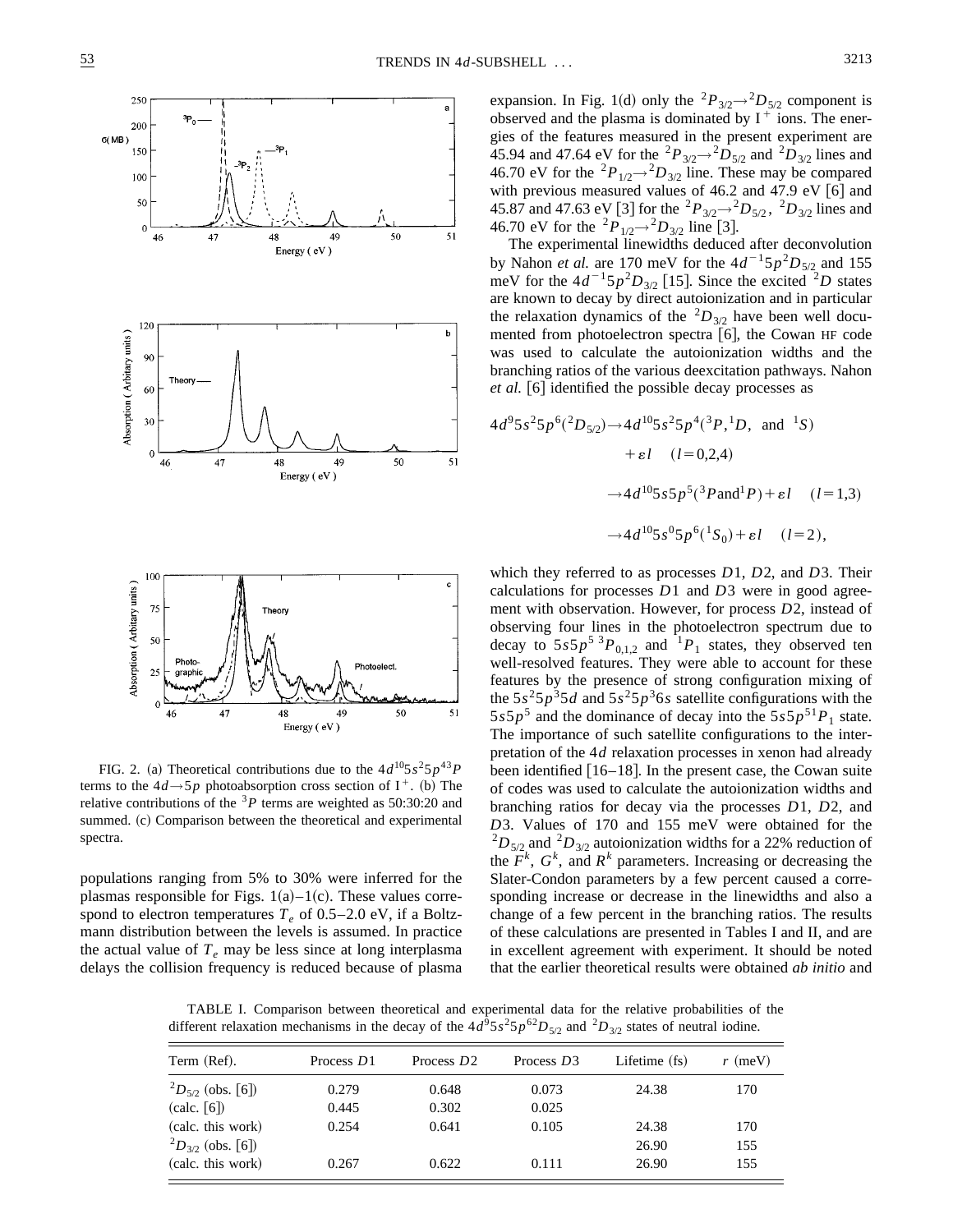FIG. 2. (a) Theoretical contributions due to the $4d^{10}5s^25p^{43}P$ terms to the $4d \rightarrow 5p$ photoabsorption cross section of $I^+$. (b) The relative contributions of the $^3P$ terms are weighted as 50:30:20 and summed. (c) Comparison between the theoretical and experimental spectra.

populations ranging from 5% to 30% were inferred for the plasmas responsible for Figs. 1(a)–1(c). These values correspond to electron temperatures $T_e$ of 0.5–2.0 eV, if a Boltzmann distribution between the levels is assumed. In practice the actual value of $T_e$ may be less since at long interplasma delays the collision frequency is reduced because of plasma expansion. In Fig. 1(d) only the $^2P_{3/2} \rightarrow {}^2D_{5/2}$ component is observed and the plasma is dominated by $I^+$ ions. The energies of the features measured in the present experiment are 45.94 and 47.64 eV for the $^2P_{3/2} \rightarrow {}^2D_{5/2}$ and $^2D_{3/2}$ lines and 46.70 eV for the $^2P_{1/2} \rightarrow {}^2D_{3/2}$ line. These may be compared with previous measured values of 46.2 and 47.9 eV [6] and 45.87 and 47.63 eV [3] for the $^2P_{3/2} \rightarrow {}^2D_{5/2}$, $^2D_{3/2}$ lines and 46.70 eV for the $^2P_{1/2} \rightarrow {}^2D_{3/2}$ line [3].

The experimental linewidths deduced after deconvolution by Nahon *et al.* are 170 meV for the $4d^{-1}5p^2\,{}^2D_{5/2}$ and 155 meV for the $4d^{-1}5p^2\,{}^2D_{3/2}$ [15]. Since the excited $^2D$ states are known to decay by direct autoionization and in particular the relaxation dynamics of the $^2D_{3/2}$ have been well documented from photoelectron spectra [6], the Cowan HF code was used to calculate the autoionization widths and the branching ratios of the various deexcitation pathways. Nahon *et al.* [6] identified the possible decay processes as

$$
\begin{aligned}
4d^95s^25p^6(^2D_{5/2}) &\rightarrow 4d^{10}5s^25p^4(^3P, {}^1D, \text{ and } {}^1S) \\
&\quad + \varepsilon l \quad (l=0,2,4) \\
&\rightarrow 4d^{10}5s5p^5(^3P \text{and} {}^1P) + \varepsilon l \quad (l=1,3) \\
&\rightarrow 4d^{10}5s^05p^6(^1S_0) + \varepsilon l \quad (l=2),
\end{aligned}
$$

which they referred to as processes $D1$, $D2$, and $D3$. Their calculations for processes $D1$ and $D3$ were in good agreement with observation. However, for process $D2$, instead of observing four lines in the photoelectron spectrum due to decay to $5s5p^5\,{}^3P_{0,1,2}$ and $^1P_1$ states, they observed ten well-resolved features. They were able to account for these features by the presence of strong configuration mixing of the $5s^25p^35d$ and $5s^25p^36s$ satellite configurations with the $5s5p^5$ and the dominance of decay into the $5s5p^{5\,1}P_1$ state. The importance of such satellite configurations to the interpretation of the $4d$ relaxation processes in xenon had already been identified [16–18]. In the present case, the Cowan suite of codes was used to calculate the autoionization widths and branching ratios for decay via the processes $D1$, $D2$, and $D3$. Values of 170 and 155 meV were obtained for the $^2D_{5/2}$ and $^2D_{3/2}$ autoionization widths for a 22% reduction of the $F^k$, $G^k$, and $R^k$ parameters. Increasing or decreasing the Slater-Condon parameters by a few percent caused a corresponding increase or decrease in the linewidths and also a change of a few percent in the branching ratios. The results of these calculations are presented in Tables I and II, and are in excellent agreement with experiment. It should be noted that the earlier theoretical results were obtained *ab initio* and

TABLE I. Comparison between theoretical and experimental data for the relative probabilities of the different relaxation mechanisms in the decay of the $4d^95s^25p^{6\,2}D_{5/2}$ and $^2D_{3/2}$ states of neutral iodine.

| Term (Ref). | Process $D1$ | Process $D2$ | Process $D3$ | Lifetime (fs) | $r$ (meV) |
|---|---|---|---|---|---|
| $^2D_{5/2}$ (obs. [6]) | 0.279 | 0.648 | 0.073 | 24.38 | 170 |
| (calc. [6]) | 0.445 | 0.302 | 0.025 | | |
| (calc. this work) | 0.254 | 0.641 | 0.105 | 24.38 | 170 |
| $^2D_{3/2}$ (obs. [6]) | | | | 26.90 | 155 |
| (calc. this work) | 0.267 | 0.622 | 0.111 | 26.90 | 155 |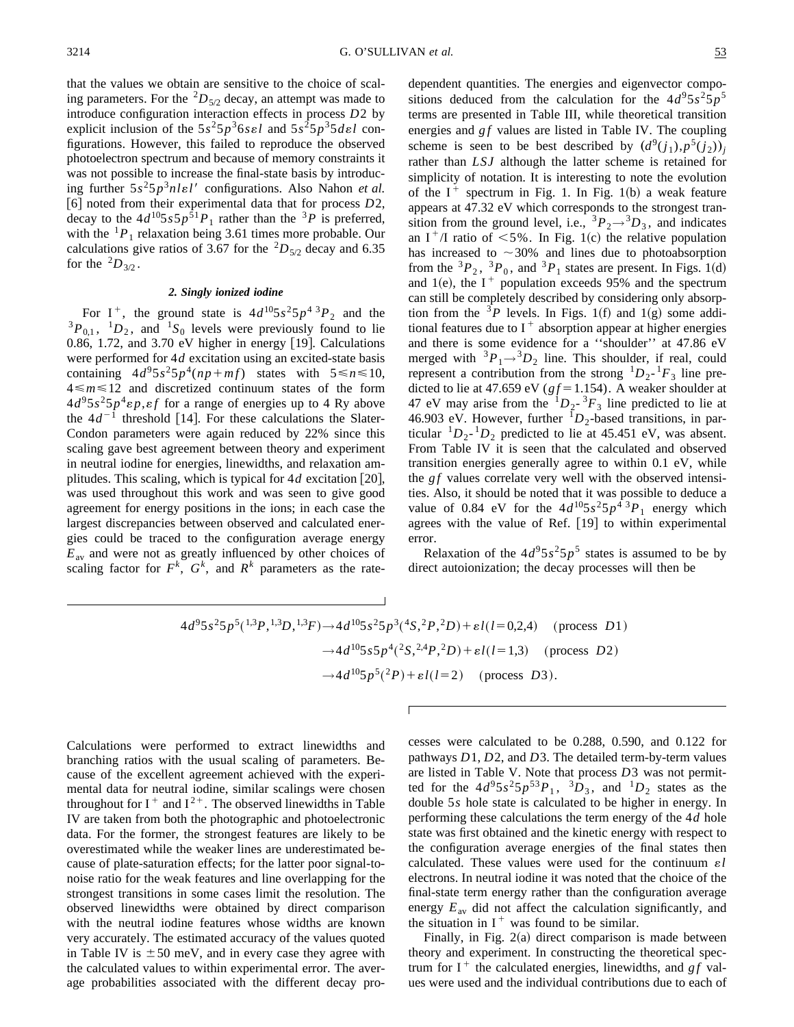that the values we obtain are sensitive to the choice of scaling parameters. For the $^2D_{5/2}$ decay, an attempt was made to introduce configuration interaction effects in process $D2$ by explicit inclusion of the $5s^25p^36s\varepsilon l$ and $5s^25p^35d\varepsilon l$ configurations. However, this failed to reproduce the observed photoelectron spectrum and because of memory constraints it was not possible to increase the final-state basis by introducing further $5s^25p^3nl\varepsilon l'$ configurations. Also Nahon *et al.* [6] noted from their experimental data that for process $D2$, decay to the $4d^{10}5s5p^{5\,1}P_1$ rather than the $^3P$ is preferred, with the $^1P_1$ relaxation being 3.61 times more probable. Our calculations give ratios of 3.67 for the $^2D_{5/2}$ decay and 6.35 for the $^2D_{3/2}$.

### 2. Singly ionized iodine

For $I^+$, the ground state is $4d^{10}5s^25p^4\,^3P_2$ and the $^3P_{0,1}$, $^1D_2$, and $^1S_0$ levels were previously found to lie 0.86, 1.72, and 3.70 eV higher in energy [19]. Calculations were performed for $4d$ excitation using an excited-state basis containing $4d^95s^25p^4(np+mf)$ states with $5\leq n\leq 10$, $4\leq m\leq 12$ and discretized continuum states of the form $4d^95s^25p^4\varepsilon p,\varepsilon f$ for a range of energies up to 4 Ry above the $4d^{-1}$ threshold [14]. For these calculations the Slater-Condon parameters were again reduced by 22% since this scaling gave best agreement between theory and experiment in neutral iodine for energies, linewidths, and relaxation amplitudes. This scaling, which is typical for $4d$ excitation [20], was used throughout this work and was seen to give good agreement for energy positions in the ions; in each case the largest discrepancies between observed and calculated energies could be traced to the configuration average energy $E_{av}$ and were not as greatly influenced by other choices of scaling factor for $F^k$, $G^k$, and $R^k$ parameters as the rate-dependent quantities. The energies and eigenvector compositions deduced from the calculation for the $4d^95s^25p^5$ terms are presented in Table III, while theoretical transition energies and $gf$ values are listed in Table IV. The coupling scheme is seen to be best described by $(d^9(j_1),p^5(j_2))_j$ rather than $LSJ$ although the latter scheme is retained for simplicity of notation. It is interesting to note the evolution of the $I^+$ spectrum in Fig. 1. In Fig. 1(b) a weak feature appears at 47.32 eV which corresponds to the strongest transition from the ground level, i.e., $^3P_2\rightarrow{}^3D_3$, and indicates an $I^+/I$ ratio of $<5\%$. In Fig. 1(c) the relative population has increased to $\sim 30\%$ and lines due to photoabsorption from the $^3P_2$, $^3P_0$, and $^3P_1$ states are present. In Figs. 1(d) and 1(e), the $I^+$ population exceeds 95% and the spectrum can still be completely described by considering only absorption from the $^3P$ levels. In Figs. 1(f) and 1(g) some additional features due to $I^+$ absorption appear at higher energies and there is some evidence for a "shoulder" at 47.86 eV merged with $^3P_1\rightarrow{}^3D_2$ line. This shoulder, if real, could represent a contribution from the strong $^1D_2$-$^1F_3$ line predicted to lie at 47.659 eV ($gf=1.154$). A weaker shoulder at 47 eV may arise from the $^1D_2$-$^3F_3$ line predicted to lie at 46.903 eV. However, further $^1D_2$-based transitions, in particular $^1D_2$-$^1D_2$ predicted to lie at 45.451 eV, was absent. From Table IV it is seen that the calculated and observed transition energies generally agree to within 0.1 eV, while the $gf$ values correlate very well with the observed intensities. Also, it should be noted that it was possible to deduce a value of 0.84 eV for the $4d^{10}5s^25p^4\,^3P_1$ energy which agrees with the value of Ref. [19] to within experimental error.

Relaxation of the $4d^95s^25p^5$ states is assumed to be by direct autoionization; the decay processes will then be

$$
\begin{aligned}
4d^95s^25p^5(^{1,3}P,{}^{1,3}D,{}^{1,3}F) &\rightarrow 4d^{10}5s^25p^3(^4S,{}^2P,{}^2D)+\varepsilon l(l=0,2,4)\quad (\text{process } D1)\\
&\rightarrow 4d^{10}5s5p^4(^2S,{}^{2,4}P,{}^2D)+\varepsilon l(l=1,3)\quad (\text{process } D2)\\
&\rightarrow 4d^{10}5p^5(^2P)+\varepsilon l(l=2)\quad (\text{process } D3).
\end{aligned}
$$

Calculations were performed to extract linewidths and branching ratios with the usual scaling of parameters. Because of the excellent agreement achieved with the experimental data for neutral iodine, similar scalings were chosen throughout for $I^+$ and $I^{2+}$. The observed linewidths in Table IV are taken from both the photographic and photoelectronic data. For the former, the strongest features are likely to be overestimated while the weaker lines are underestimated because of plate-saturation effects; for the latter poor signal-to-noise ratio for the weak features and line overlapping for the strongest transitions in some cases limit the resolution. The observed linewidths were obtained by direct comparison with the neutral iodine features whose widths are known very accurately. The estimated accuracy of the values quoted in Table IV is $\pm 50$ meV, and in every case they agree with the calculated values to within experimental error. The average probabilities associated with the different decay processes were calculated to be 0.288, 0.590, and 0.122 for pathways $D1$, $D2$, and $D3$. The detailed term-by-term values are listed in Table V. Note that process $D3$ was not permitted for the $4d^95s^25p^{5\,3}P_1$, $^3D_3$, and $^1D_2$ states as the double $5s$ hole state is calculated to be higher in energy. In performing these calculations the term energy of the $4d$ hole state was first obtained and the kinetic energy with respect to the configuration average energies of the final states then calculated. These values were used for the continuum $\varepsilon l$ electrons. In neutral iodine it was noted that the choice of the final-state term energy rather than the configuration average energy $E_{av}$ did not affect the calculation significantly, and the situation in $I^+$ was found to be similar.

Finally, in Fig. 2(a) direct comparison is made between theory and experiment. In constructing the theoretical spectrum for $I^+$ the calculated energies, linewidths, and $gf$ values were used and the individual contributions due to each of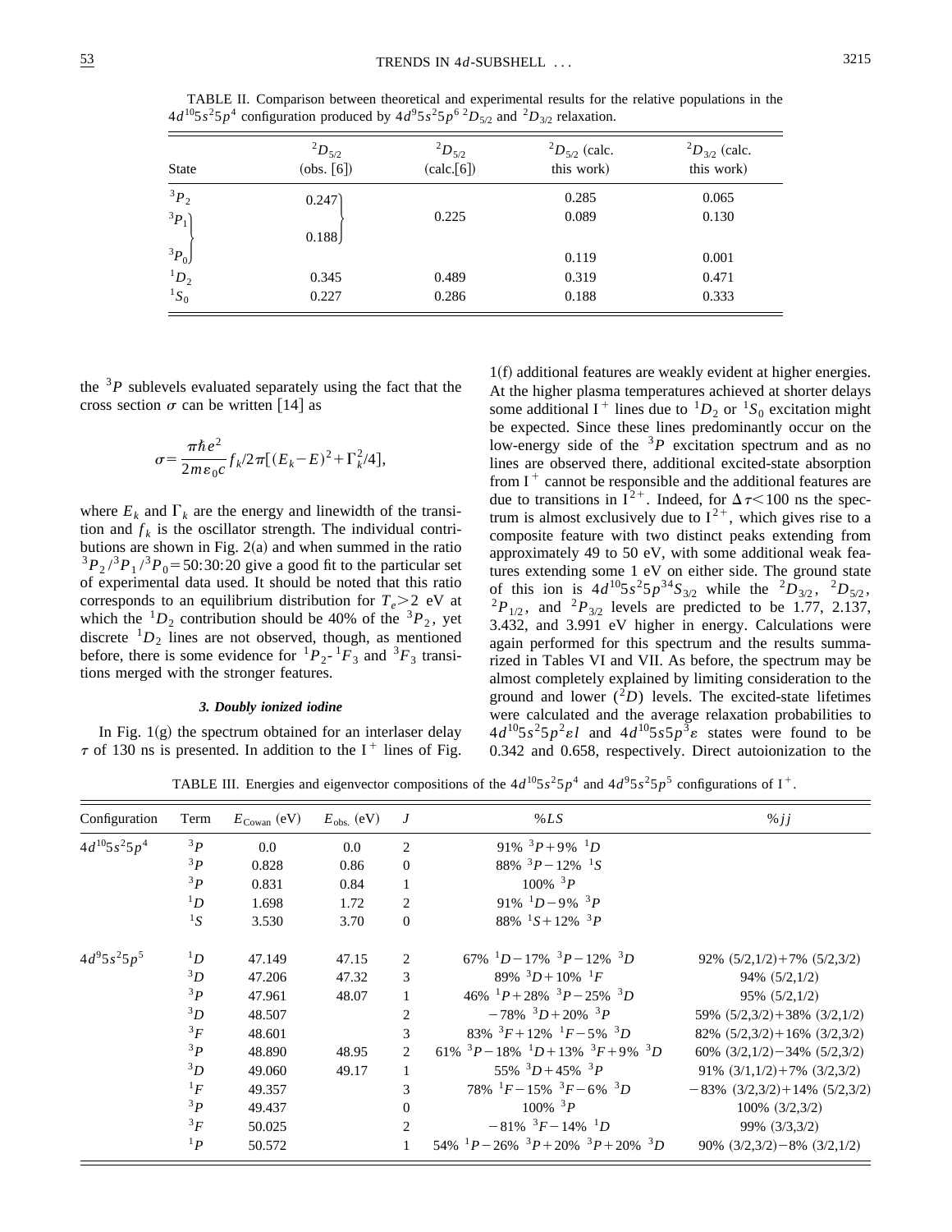TABLE II. Comparison between theoretical and experimental results for the relative populations in the $4d^{10}5s^25p^4$ configuration produced by $4d^95s^25p^6\,{}^2D_{5/2}$ and ${}^2D_{3/2}$ relaxation.

| State | ${}^2D_{5/2}$ (obs. [6]) | ${}^2D_{5/2}$ (calc.[6]) | ${}^2D_{5/2}$ (calc. this work) | ${}^2D_{3/2}$ (calc. this work) |
|---|---|---|---|---|
| ${}^3P_2$ | 0.247 | | 0.285 | 0.065 |
| ${}^3P_1$ | 0.188 (${}^3P_1$ + ${}^3P_0$) | 0.225 (${}^3P_2$ + ${}^3P_1$ + ${}^3P_0$) | 0.089 | 0.130 |
| ${}^3P_0$ | | | 0.119 | 0.001 |
| ${}^1D_2$ | 0.345 | 0.489 | 0.319 | 0.471 |
| ${}^1S_0$ | 0.227 | 0.286 | 0.188 | 0.333 |

the ${}^3P$ sublevels evaluated separately using the fact that the cross section $\sigma$ can be written [14] as

$$\sigma=\frac{\pi\hbar e^2}{2m\varepsilon_0 c}f_k/2\pi[(E_k-E)^2+\Gamma_k^2/4],$$

where $E_k$ and $\Gamma_k$ are the energy and linewidth of the transition and $f_k$ is the oscillator strength. The individual contributions are shown in Fig. 2(a) and when summed in the ratio ${}^3P_2/{}^3P_1/{}^3P_0=50{:}30{:}20$ give a good fit to the particular set of experimental data used. It should be noted that this ratio corresponds to an equilibrium distribution for $T_e>2$ eV at which the ${}^1D_2$ contribution should be 40% of the ${}^3P_2$, yet discrete ${}^1D_2$ lines are not observed, though, as mentioned before, there is some evidence for ${}^1P_2$-${}^1F_3$ and ${}^3F_3$ transitions merged with the stronger features.

### 3. Doubly ionized iodine

In Fig. 1(g) the spectrum obtained for an interlaser delay $\tau$ of 130 ns is presented. In addition to the $I^+$ lines of Fig. 1(f) additional features are weakly evident at higher energies. At the higher plasma temperatures achieved at shorter delays some additional $I^+$ lines due to ${}^1D_2$ or ${}^1S_0$ excitation might be expected. Since these lines predominantly occur on the low-energy side of the ${}^3P$ excitation spectrum and as no lines are observed there, additional excited-state absorption from $I^+$ cannot be responsible and the additional features are due to transitions in $I^{2+}$. Indeed, for $\Delta\tau<100$ ns the spectrum is almost exclusively due to $I^{2+}$, which gives rise to a composite feature with two distinct peaks extending from approximately 49 to 50 eV, with some additional weak features extending some 1 eV on either side. The ground state of this ion is $4d^{10}5s^25p^{3\,4}S_{3/2}$ while the ${}^2D_{3/2}$, ${}^2D_{5/2}$, ${}^2P_{1/2}$, and ${}^2P_{3/2}$ levels are predicted to be 1.77, 2.137, 3.432, and 3.991 eV higher in energy. Calculations were again performed for this spectrum and the results summarized in Tables VI and VII. As before, the spectrum may be almost completely explained by limiting consideration to the ground and lower (${}^2D$) levels. The excited-state lifetimes were calculated and the average relaxation probabilities to $4d^{10}5s^25p^2\varepsilon l$ and $4d^{10}5s5p^3\varepsilon$ states were found to be 0.342 and 0.658, respectively. Direct autoionization to the

TABLE III. Energies and eigenvector compositions of the $4d^{10}5s^25p^4$ and $4d^95s^25p^5$ configurations of $I^+$.

| Configuration | Term | $E_{\rm Cowan}$ (eV) | $E_{\rm obs.}$ (eV) | $J$ | %$LS$ | %$jj$ |
|---|---|---|---|---|---|---|
| $4d^{10}5s^25p^4$ | ${}^3P$ | 0.0 | 0.0 | 2 | 91% ${}^3P$+9% ${}^1D$ | |
| | ${}^3P$ | 0.828 | 0.86 | 0 | 88% ${}^3P$−12% ${}^1S$ | |
| | ${}^3P$ | 0.831 | 0.84 | 1 | 100% ${}^3P$ | |
| | ${}^1D$ | 1.698 | 1.72 | 2 | 91% ${}^1D$−9% ${}^3P$ | |
| | ${}^1S$ | 3.530 | 3.70 | 0 | 88% ${}^1S$+12% ${}^3P$ | |
| $4d^95s^25p^5$ | ${}^1D$ | 47.149 | 47.15 | 2 | 67% ${}^1D$−17% ${}^3P$−12% ${}^3D$ | 92% (5/2,1/2)+7% (5/2,3/2) |
| | ${}^3D$ | 47.206 | 47.32 | 3 | 89% ${}^3D$+10% ${}^1F$ | 94% (5/2,1/2) |
| | ${}^3P$ | 47.961 | 48.07 | 1 | 46% ${}^1P$+28% ${}^3P$−25% ${}^3D$ | 95% (5/2,1/2) |
| | ${}^3D$ | 48.507 | | 2 | −78% ${}^3D$+20% ${}^3P$ | 59% (5/2,3/2)+38% (3/2,1/2) |
| | ${}^3F$ | 48.601 | | 3 | 83% ${}^3F$+12% ${}^1F$−5% ${}^3D$ | 82% (5/2,3/2)+16% (3/2,3/2) |
| | ${}^3P$ | 48.890 | 48.95 | 2 | 61% ${}^3P$−18% ${}^1D$+13% ${}^3F$+9% ${}^3D$ | 60% (3/2,1/2)−34% (5/2,3/2) |
| | ${}^3D$ | 49.060 | 49.17 | 1 | 55% ${}^3D$+45% ${}^3P$ | 91% (3/1,1/2)+7% (3/2,3/2) |
| | ${}^1F$ | 49.357 | | 3 | 78% ${}^1F$−15% ${}^3F$−6% ${}^3D$ | −83% (3/2,3/2)+14% (5/2,3/2) |
| | ${}^3P$ | 49.437 | | 0 | 100% ${}^3P$ | 100% (3/2,3/2) |
| | ${}^3F$ | 50.025 | | 2 | −81% ${}^3F$−14% ${}^1D$ | 99% (3/3,3/2) |
| | ${}^1P$ | 50.572 | | 1 | 54% ${}^1P$−26% ${}^3P$+20% ${}^3P$+20% ${}^3D$ | 90% (3/2,3/2)−8% (3/2,1/2) |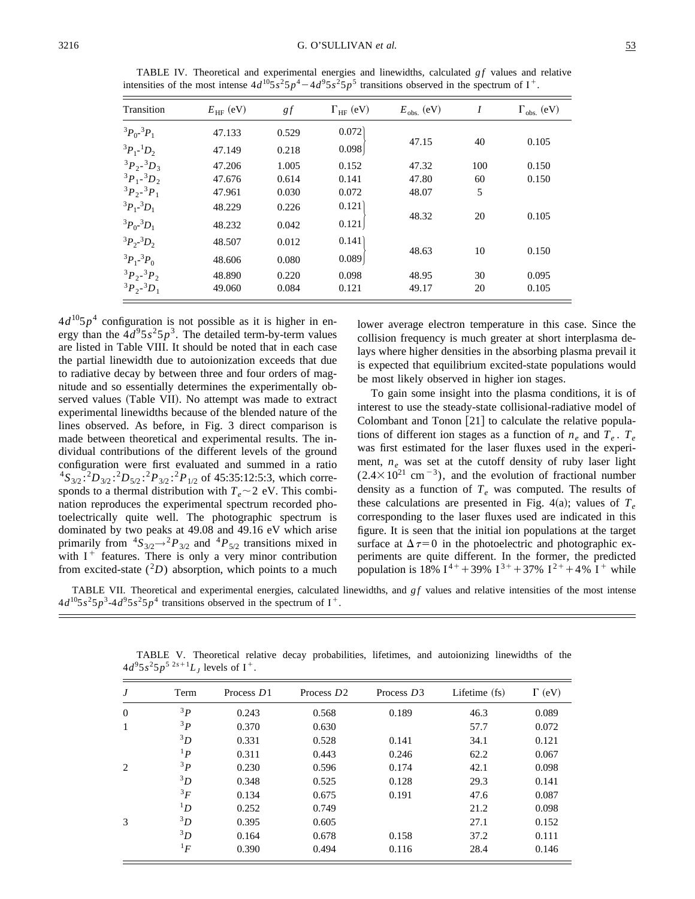TABLE IV. Theoretical and experimental energies and linewidths, calculated $gf$ values and relative intensities of the most intense $4d^{10}5s^25p^4-4d^95s^25p^5$ transitions observed in the spectrum of $I^+$.

| Transition | $E_{HF}$ (eV) | $gf$ | $\Gamma_{HF}$ (eV) | $E_{obs.}$ (eV) | $I$ | $\Gamma_{obs.}$ (eV) |
|---|---|---|---|---|---|---|
| $^3P_0$-$^3P_1$ | 47.133 | 0.529 | 0.072 | 47.15 | 40 | 0.105 |
| $^3P_1$-$^1D_2$ | 47.149 | 0.218 | 0.098 | | | |
| $^3P_2$-$^3D_3$ | 47.206 | 1.005 | 0.152 | 47.32 | 100 | 0.150 |
| $^3P_1$-$^3D_2$ | 47.676 | 0.614 | 0.141 | 47.80 | 60 | 0.150 |
| $^3P_2$-$^3P_1$ | 47.961 | 0.030 | 0.072 | 48.07 | 5 | |
| $^3P_1$-$^3D_1$ | 48.229 | 0.226 | 0.121 | 48.32 | 20 | 0.105 |
| $^3P_0$-$^3D_1$ | 48.232 | 0.042 | 0.121 | | | |
| $^3P_2$-$^3D_2$ | 48.507 | 0.012 | 0.141 | 48.63 | 10 | 0.150 |
| $^3P_1$-$^3P_0$ | 48.606 | 0.080 | 0.089 | | | |
| $^3P_2$-$^3P_2$ | 48.890 | 0.220 | 0.098 | 48.95 | 30 | 0.095 |
| $^3P_2$-$^3D_1$ | 49.060 | 0.084 | 0.121 | 49.17 | 20 | 0.105 |

$4d^{10}5p^4$ configuration is not possible as it is higher in energy than the $4d^95s^25p^3$. The detailed term-by-term values are listed in Table VIII. It should be noted that in each case the partial linewidth due to autoionization exceeds that due to radiative decay by between three and four orders of magnitude and so essentially determines the experimentally observed values (Table VII). No attempt was made to extract experimental linewidths because of the blended nature of the lines observed. As before, in Fig. 3 direct comparison is made between theoretical and experimental results. The individual contributions of the different levels of the ground configuration were first evaluated and summed in a ratio $^4S_{3/2}$:$^2D_{3/2}$:$^2D_{5/2}$:$^2P_{3/2}$:$^2P_{1/2}$ of 45:35:12:5:3, which corresponds to a thermal distribution with $T_e \sim 2$ eV. This combination reproduces the experimental spectrum recorded photoelectrically quite well. The photographic spectrum is dominated by two peaks at 49.08 and 49.16 eV which arise primarily from $^4S_{3/2} \rightarrow {}^2P_{3/2}$ and $^4P_{5/2}$ transitions mixed in with $I^+$ features. There is only a very minor contribution from excited-state ($^2D$) absorption, which points to a much lower average electron temperature in this case. Since the collision frequency is much greater at short interplasma delays where higher densities in the absorbing plasma prevail it is expected that equilibrium excited-state populations would be most likely observed in higher ion stages.

To gain some insight into the plasma conditions, it is of interest to use the steady-state collisional-radiative model of Colombant and Tonon [21] to calculate the relative populations of different ion stages as a function of $n_e$ and $T_e$. $T_e$ was first estimated for the laser fluxes used in the experiment, $n_e$ was set at the cutoff density of ruby laser light ($2.4\times10^{21}$ cm$^{-3}$), and the evolution of fractional number density as a function of $T_e$ was computed. The results of these calculations are presented in Fig. 4(a); values of $T_e$ corresponding to the laser fluxes used are indicated in this figure. It is seen that the initial ion populations at the target surface at $\Delta\tau=0$ in the photoelectric and photographic experiments are quite different. In the former, the predicted population is 18% $I^{4+}$ + 39% $I^{3+}$ + 37% $I^{2+}$ + 4% $I^+$ while

TABLE VII. Theoretical and experimental energies, calculated linewidths, and $gf$ values and relative intensities of the most intense $4d^{10}5s^25p^3$-$4d^95s^25p^4$ transitions observed in the spectrum of $I^+$.

TABLE V. Theoretical relative decay probabilities, lifetimes, and autoionizing linewidths of the $4d^95s^25p^5\,{}^{2s+1}L_J$ levels of $I^+$.

| $J$ | Term | Process $D1$ | Process $D2$ | Process $D3$ | Lifetime (fs) | $\Gamma$ (eV) |
|---|---|---|---|---|---|---|
| 0 | $^3P$ | 0.243 | 0.568 | 0.189 | 46.3 | 0.089 |
| 1 | $^3P$ | 0.370 | 0.630 | | 57.7 | 0.072 |
| | $^3D$ | 0.331 | 0.528 | 0.141 | 34.1 | 0.121 |
| | $^1P$ | 0.311 | 0.443 | 0.246 | 62.2 | 0.067 |
| 2 | $^3P$ | 0.230 | 0.596 | 0.174 | 42.1 | 0.098 |
| | $^3D$ | 0.348 | 0.525 | 0.128 | 29.3 | 0.141 |
| | $^3F$ | 0.134 | 0.675 | 0.191 | 47.6 | 0.087 |
| | $^1D$ | 0.252 | 0.749 | | 21.2 | 0.098 |
| 3 | $^3D$ | 0.395 | 0.605 | | 27.1 | 0.152 |
| | $^3D$ | 0.164 | 0.678 | 0.158 | 37.2 | 0.111 |
| | $^1F$ | 0.390 | 0.494 | 0.116 | 28.4 | 0.146 |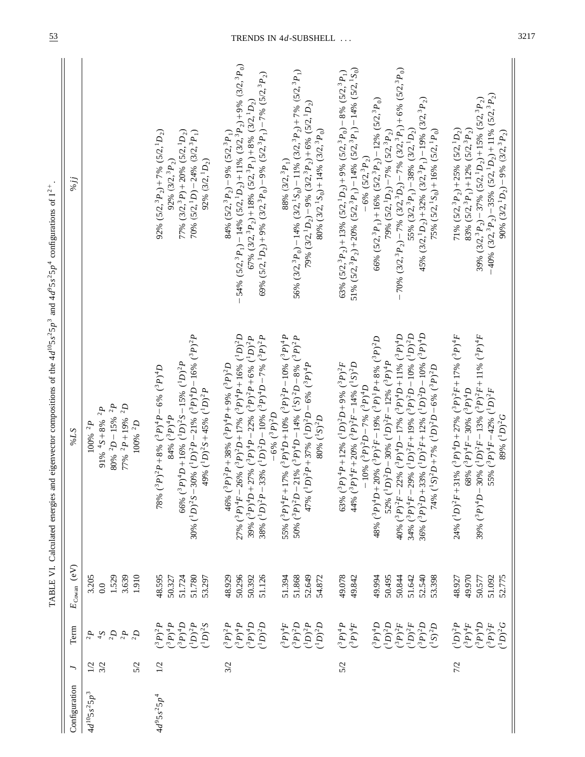TABLE VI. Calculated energies and eigenvector compositions of the $4d^{10}5s^25p^3$ and $4d^95s^25p^4$ configurations of $I^{2+}$.

| Configuration | $J$ | Term | $E_{\rm Cowan}$ (eV) | %$LS$ | %$jj$ |
|---|---|---|---|---|---|
| $4d^{10}5s^25p^3$ | 1/2 | $^2P$ | 3.205 | 100% $^2P$ | |
| | 3/2 | $^4S$ | 0.0 | 91% $^4S$ + 8% $^2P$ | |
| | | $^2D$ | 1.529 | 80% $^2D$ − 15% $^2P$ | |
| | | $^2P$ | 3.639 | 77% $^2P$ + 19% $^2D$ | |
| | 5/2 | $^2D$ | 1.910 | 100% $^2D$ | |
| $4d^95s^25p^4$ | 1/2 | $(^3P)^2P$ | 48.595 | 78% $(^3P)^2P$ + 8% $(^3P)^4P$ − 6% $(^3P)^4D$ | 92% $(5/2,{}^3P_2)$ + 7% $(5/2,{}^1D_2)$ |
| | | $(^3P)^4P$ | 50.327 | 84% $(^3P)^4P$ | 92% $(3/2,{}^3P_2)$ |
| | | $(^3P)^4D$ | 51.724 | 66% $(^3P)^4D$ + 16% $(^1D)^2S$ − 15% $(^1D)^2P$ | 77% $(3/2,{}^3P)$ + 20% $(5/2,{}^1D_2)$ |
| | | $(^1D)^2P$ | 51.780 | 30% $(^1D)^2S$ − 30% $(^1D)^2P$ − 21% $(^3P)^4D$ − 16% $(^3P)^2P$ | 70% $(5/2,{}^1D)$ − 24% $(3/2,{}^3P_1)$ |
| | | $(^1D)^2S$ | 53.297 | 49% $(^1D)^2S$ + 45% $(^1D)^2P$ | 92% $(3/2,{}^1D_2)$ |
| | 3/2 | $(^3P)^2P$ | 48.929 | 46% $(^3P)^2P$ + 38% $(^3P)^4P$ + 9% $(^3P)^2D$ | 84% $(5/2,{}^3P_2)$ − 9% $(5/2,{}^3P_1)$ |
| | | $(^3P)^4P$ | 50.296 | 27% $(^3P)^4F$ − 26% $(^3P)^2D$ + 17% $(^3P)^4P$ + 16% $(^1D)^2D$ | −54% $(5/2,{}^3P_1)$ − 14% $(5/2,{}^1D_2)$ + 11% $(3/2,{}^3P_2)$ + 9% $(3/2,{}^3P_0)$ |
| | | $(^3P)^4D$ | 50.392 | 39% $(^3P)^4D$ + 27% $(^3P)^4P$ − 22% $(^3P)^2P$ + 6% $(^1D)^2P$ | 67% $(3/2,{}^3P_2)$ + 18% $(5/2,{}^3P_1)$ + 8% $(3/2,{}^1D_2)$ |
| | | $(^1D)^2D$ | 51.126 | 38% $(^1D)^2P$ − 33% $(^1D)^2D$ − 10% $(^3P)^4D$ − 7% $(^3P)^2P$ −6% $(^3P)^2D$ | 69% $(5/2,{}^1D_2)$ + 9% $(3/2,{}^3P_0)$ − 9% $(5/2,{}^3P_1)$ − 7% $(5/2,{}^3P_2)$ |
| | | $(^3P)^4F$ | 51.394 | 55% $(^3P)^4F$ + 17% $(^3P)^4D$ + 10% $(^3P)^2P$ − 10% $(^3P)^4P$ | 88% $(3/2,{}^3P_1)$ |
| | | $(^3P)^2D$ | 51.868 | 50% $(^3P)^2D$ − 21% $(^3P)^4D$ − 14% $(^1S)^2D$ − 8% $(^3P)^2P$ | 56% $(3/2,{}^3P_0)$ − 14% $(3/2,{}^1S_0)$ − 11% $(3/2,{}^3P_2)$ + 7% $(5/2,{}^3P_1)$ |
| | | $(^1D)^2P$ | 52.649 | 47% $(^1D)^2P$ + 37% $(^1D)^2D$ − 6% $(^3P)^4P$ | 79% $(3/2,{}^1D_2)$ − 9% $(3/2,{}^3P_2)$ + 6% $(5/2,{}^1D_2)$ |
| | | $(^1D)^2D$ | 54.872 | 80% $(^1S)^2D$ | 80% $(3/2,{}^1S_0)$ + 14% $(3/2,{}^3P_0)$ |
| | 5/2 | $(^3P)^4P$ | 49.078 | 63% $(^3P)^4P$ + 12% $(^1D)^2D$ + 9% $(^3P)^2F$ | 63% $(5/2,{}^3P_2)$ + 13% $(5/2,{}^1D_2)$ + 9% $(5/2,{}^3P_0)$ − 8% $(5/2,{}^3P_1)$ |
| | | $(^3P)^4F$ | 49.842 | 44% $(^3P)^4F$ + 20% $(^3P)^2F$ − 14% $(^1S)^2D$ −10% $(^3P)^2D$ − 7% $(^3P)^4D$ | 51% $(5/2,{}^3P_2)$ + 20% $(5/2,{}^3P_1)$ − 14% $(5/2,{}^3P_1)$ − 14% $(5/2,{}^1S_0)$ −6% $(5/2,{}^3P_2)$ |
| | | $(^3P)^4D$ | 49.994 | 48% $(^3P)^4D$ + 20% $(^3P)^2F$ − 19% $(^3P)^1P$ + 8% $(^3P)^2D$ | 66% $(5/2,{}^3P_1)$ + 16% $(5/2,{}^3P_2)$ − 12% $(5/2,{}^3P_0)$ |
| | | $(^1D)^2D$ | 50.495 | 52% $(^1D)^2D$ − 30% $(^1D)^2F$ − 12% $(^3P)^4P$ | 79% $(5/2,{}^1D_2)$ − 7% $(5/2,{}^3P_2)$ |
| | | $(^3P)^2F$ | 50.844 | 40% $(^3P)^2F$ − 22% $(^3P)^4D$ − 17% $(^3P)^4D$ + 11% $(^3P)^4D$ | −70% $(3/2,{}^3P_2)$ − 7% $(3/2,{}^3D_2)$ − 7% $(3/2,{}^3P_1)$ + 6% $(5/2,{}^3P_0)$ |
| | | $(^1D)^2F$ | 51.642 | 34% $(^3P)^4F$ − 29% $(^1D)^2F$ + 19% $(^3P)^2D$ − 10% $(^1D)^2D$ | 55% $(3/2,{}^3P_1)$ − 38% $(3/2,{}^1D_2)$ |
| | | $(^3P)^2D$ | 52.540 | 36% $(^3P)^2D$ + 33% $(^1D)^2F$ + 12% $(^1D)^2D$ − 10% $(^3P)^4D$ | 45% $(3/2,{}^1D_2)$ + 32% $(3/2,{}^3P_1)$ − 19% $(3/2,{}^3P_2)$ |
| | | $(^1S)^2D$ | 53.398 | 74% $(^1S)^2D$ + 7% $(^1D)^2D$ − 6% $(^3P)^2D$ | 75% $(5/2,{}^1S_0)$ + 16% $(5/2,{}^1P_0)$ |
| | 7/2 | $(^1D)^2P$ | 48.927 | 24% $(^1D)^2F$ + 31% $(^3P)^4D$ + 27% $(^3P)^2F$ + 17% $(^3P)^4F$ | 71% $(5/2,{}^3P_2)$ + 25% $(5/2,{}^1D_2)$ |
| | | $(^3P)^4F$ | 49.970 | 68% $(^3P)^4F$ − 30% $(^3P)^4D$ | 83% $(5/2,{}^3P_1)$ + 12% $(5/2,{}^3P_2)$ |
| | | $(^3P)^4D$ | 50.577 | 39% $(^3P)^4D$ − 30% $(^1D)^2F$ − 13% $(^3P)^2F$ + 11% $(^3P)^4F$ | 39% $(3/2,{}^3P_2)$ − 37% $(5/2,{}^1D_2)$ + 15% $(5/2,{}^3P_2)$ |
| | | $(^3P)^2F$ | 51.092 | 55% $(^3P)^4F$ − 42% $(^1D)^2F$ | −40% $(3/2,{}^3P_2)$ − 35% $(5/2,{}^1D_2)$ + 11% $(5/2,{}^3P_2)$ |
| | | $(^1D)^2G$ | 52.775 | 89% $(^1D)^2G$ | 90% $(3/2,{}^1D_2)$ − 9% $(3/2,{}^3P_2)$ |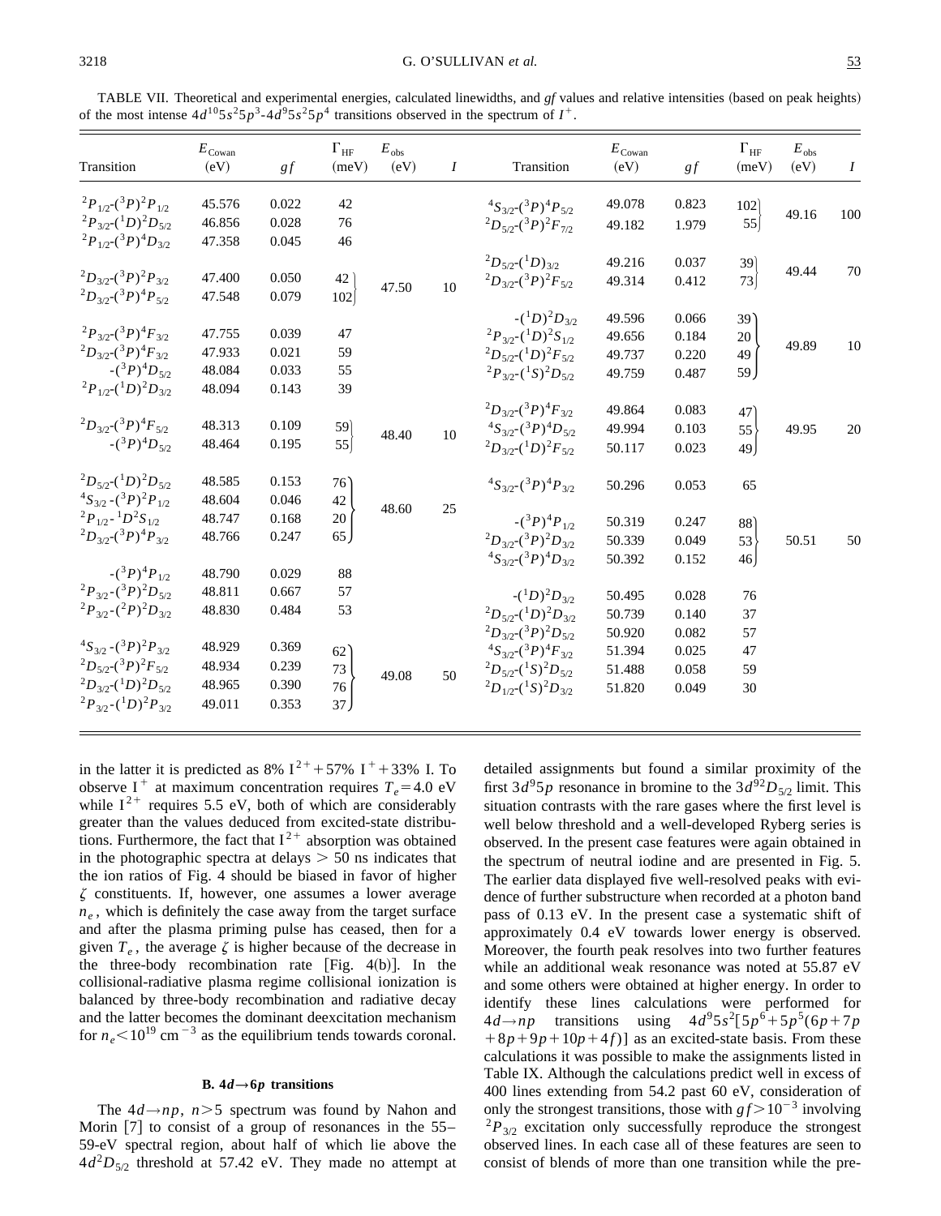TABLE VII. Theoretical and experimental energies, calculated linewidths, and $gf$ values and relative intensities (based on peak heights) of the most intense $4d^{10}5s^25p^3$-$4d^95s^25p^4$ transitions observed in the spectrum of $I^+$.

| Transition | $E_{\rm Cowan}$ (eV) | $gf$ | $\Gamma_{\rm HF}$ (meV) | $E_{\rm obs}$ (eV) | $I$ |
|---|---|---|---|---|---|
| $^2P_{1/2}$-$(^3P)^2P_{1/2}$ | 45.576 | 0.022 | 42 | | |
| $^2P_{3/2}$-$(^1D)^2D_{5/2}$ | 46.856 | 0.028 | 76 | | |
| $^2P_{1/2}$-$(^3P)^4D_{3/2}$ | 47.358 | 0.045 | 46 | | |
| $^2D_{3/2}$-$(^3P)^2P_{3/2}$ | 47.400 | 0.050 | 42 | 47.50 | 10 |
| $^2D_{3/2}$-$(^3P)^4P_{5/2}$ | 47.548 | 0.079 | 102 | | |
| $^2P_{3/2}$-$(^3P)^4F_{3/2}$ | 47.755 | 0.039 | 47 | | |
| $^2D_{3/2}$-$(^3P)^4F_{3/2}$ | 47.933 | 0.021 | 59 | | |
| -$(^3P)^4D_{5/2}$ | 48.084 | 0.033 | 55 | | |
| $^2P_{1/2}$-$(^1D)^2D_{3/2}$ | 48.094 | 0.143 | 39 | | |
| $^2D_{3/2}$-$(^3P)^4F_{5/2}$ | 48.313 | 0.109 | 59 | 48.40 | 10 |
| -$(^3P)^4D_{5/2}$ | 48.464 | 0.195 | 55 | | |
| $^2D_{5/2}$-$(^1D)^2D_{5/2}$ | 48.585 | 0.153 | 76 | 48.60 | 25 |
| $^4S_{3/2}$-$(^3P)^2P_{1/2}$ | 48.604 | 0.046 | 42 | | |
| $^2P_{1/2}$-$^1D^2S_{1/2}$ | 48.747 | 0.168 | 20 | | |
| $^2D_{3/2}$-$(^3P)^4P_{3/2}$ | 48.766 | 0.247 | 65 | | |
| -$(^3P)^4P_{1/2}$ | 48.790 | 0.029 | 88 | | |
| $^2P_{3/2}$-$(^3P)^2D_{5/2}$ | 48.811 | 0.667 | 57 | | |
| $^2P_{3/2}$-$(^2P)^2D_{3/2}$ | 48.830 | 0.484 | 53 | | |
| $^4S_{3/2}$-$(^3P)^2P_{3/2}$ | 48.929 | 0.369 | 62 | 49.08 | 50 |
| $^2D_{5/2}$-$(^3P)^2F_{5/2}$ | 48.934 | 0.239 | 73 | | |
| $^2D_{3/2}$-$(^1D)^2D_{5/2}$ | 48.965 | 0.390 | 76 | | |
| $^2P_{3/2}$-$(^1D)^2P_{3/2}$ | 49.011 | 0.353 | 37 | | |
| $^4S_{3/2}$-$(^3P)^4P_{5/2}$ | 49.078 | 0.823 | 102 | 49.16 | 100 |
| $^2D_{5/2}$-$(^3P)^2F_{7/2}$ | 49.182 | 1.979 | 55 | | |
| $^2D_{5/2}$-$(^1D)_{3/2}$ | 49.216 | 0.037 | 39 | 49.44 | 70 |
| $^2D_{3/2}$-$(^3P)^2F_{5/2}$ | 49.314 | 0.412 | 73 | | |
| -$(^1D)^2D_{3/2}$ | 49.596 | 0.066 | 39 | 49.89 | 10 |
| $^2P_{3/2}$-$(^1D)^2S_{1/2}$ | 49.656 | 0.184 | 20 | | |
| $^2D_{5/2}$-$(^1D)^2F_{5/2}$ | 49.737 | 0.220 | 49 | | |
| $^2P_{3/2}$-$(^1S)^2D_{5/2}$ | 49.759 | 0.487 | 59 | | |
| $^2D_{3/2}$-$(^3P)^4F_{3/2}$ | 49.864 | 0.083 | 47 | 49.95 | 20 |
| $^4S_{3/2}$-$(^3P)^4D_{5/2}$ | 49.994 | 0.103 | 55 | | |
| $^2D_{3/2}$-$(^1D)^2F_{5/2}$ | 50.117 | 0.023 | 49 | | |
| $^4S_{3/2}$-$(^3P)^4P_{3/2}$ | 50.296 | 0.053 | 65 | | |
| -$(^3P)^4P_{1/2}$ | 50.319 | 0.247 | 88 | 50.51 | 50 |
| $^2D_{3/2}$-$(^3P)^2D_{3/2}$ | 50.339 | 0.049 | 53 | | |
| $^4S_{3/2}$-$(^3P)^4D_{3/2}$ | 50.392 | 0.152 | 46 | | |
| -$(^1D)^2D_{3/2}$ | 50.495 | 0.028 | 76 | | |
| $^2D_{5/2}$-$(^1D)^2D_{3/2}$ | 50.739 | 0.140 | 37 | | |
| $^2D_{3/2}$-$(^3P)^2D_{5/2}$ | 50.920 | 0.082 | 57 | | |
| $^4S_{3/2}$-$(^3P)^4F_{3/2}$ | 51.394 | 0.025 | 47 | | |
| $^2D_{5/2}$-$(^1S)^2D_{5/2}$ | 51.488 | 0.058 | 59 | | |
| $^2D_{1/2}$-$(^1S)^2D_{3/2}$ | 51.820 | 0.049 | 30 | | |

in the latter it is predicted as 8% $I^{2+}$ + 57% $I^+$ + 33% I. To observe $I^+$ at maximum concentration requires $T_e = 4.0$ eV while $I^{2+}$ requires 5.5 eV, both of which are considerably greater than the values deduced from excited-state distributions. Furthermore, the fact that $I^{2+}$ absorption was obtained in the photographic spectra at delays > 50 ns indicates that the ion ratios of Fig. 4 should be biased in favor of higher $\zeta$ constituents. If, however, one assumes a lower average $n_e$, which is definitely the case away from the target surface and after the plasma priming pulse has ceased, then for a given $T_e$, the average $\zeta$ is higher because of the decrease in the three-body recombination rate [Fig. 4(b)]. In the collisional-radiative plasma regime collisional ionization is balanced by three-body recombination and radiative decay and the latter becomes the dominant deexcitation mechanism for $n_e < 10^{19}$ cm$^{-3}$ as the equilibrium tends towards coronal.

### B. $4d \rightarrow 6p$ transitions

The $4d \rightarrow np$, $n > 5$ spectrum was found by Nahon and Morin [7] to consist of a group of resonances in the 55–59-eV spectral region, about half of which lie above the $4d^2D_{5/2}$ threshold at 57.42 eV. They made no attempt at detailed assignments but found a similar proximity of the first $3d^95p$ resonance in bromine to the $3d^{9\,2}D_{5/2}$ limit. This situation contrasts with the rare gases where the first level is well below threshold and a well-developed Ryberg series is observed. In the present case features were again obtained in the spectrum of neutral iodine and are presented in Fig. 5. The earlier data displayed five well-resolved peaks with evidence of further substructure when recorded at a photon band pass of 0.13 eV. In the present case a systematic shift of approximately 0.4 eV towards lower energy is observed. Moreover, the fourth peak resolves into two further features while an additional weak resonance was noted at 55.87 eV and some others were obtained at higher energy. In order to identify these lines calculations were performed for $4d \rightarrow np$ transitions using $4d^95s^2[5p^6 + 5p^5(6p + 7p + 8p + 9p + 10p + 4f)]$ as an excited-state basis. From these calculations it was possible to make the assignments listed in Table IX. Although the calculations predict well in excess of 400 lines extending from 54.2 past 60 eV, consideration of only the strongest transitions, those with $gf > 10^{-3}$ involving $^2P_{3/2}$ excitation only successfully reproduce the strongest observed lines. In each case all of these features are seen to consist of blends of more than one transition while the pre-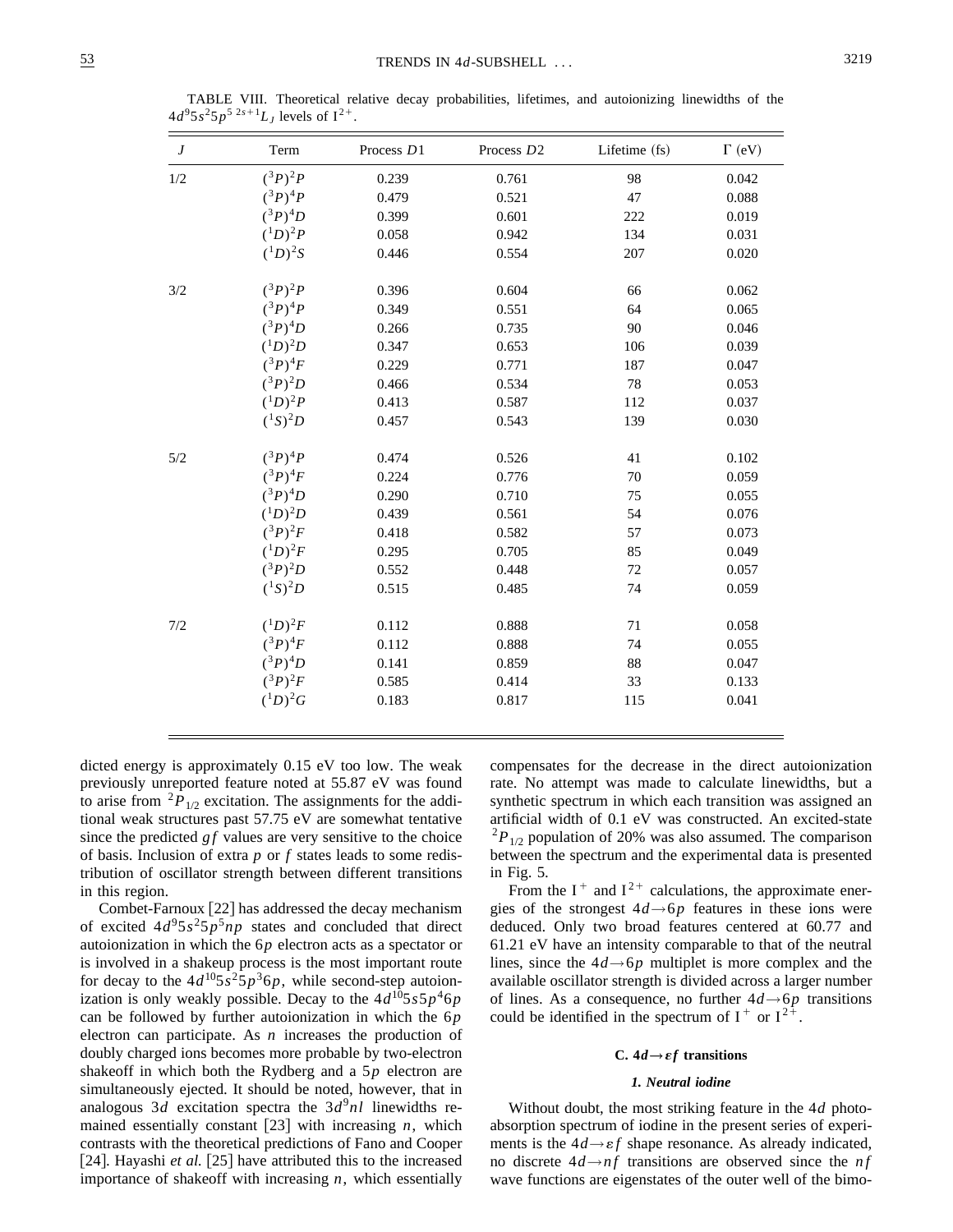TABLE VIII. Theoretical relative decay probabilities, lifetimes, and autoionizing linewidths of the $4d^9 5s^2 5p^5\,{}^{2s+1}L_J$ levels of $I^{2+}$.

| $J$ | Term | Process $D1$ | Process $D2$ | Lifetime (fs) | $\Gamma$ (eV) |
|---|---|---|---|---|---|
| 1/2 | $({}^3P){}^2P$ | 0.239 | 0.761 | 98 | 0.042 |
| | $({}^3P){}^4P$ | 0.479 | 0.521 | 47 | 0.088 |
| | $({}^3P){}^4D$ | 0.399 | 0.601 | 222 | 0.019 |
| | $({}^1D){}^2P$ | 0.058 | 0.942 | 134 | 0.031 |
| | $({}^1D){}^2S$ | 0.446 | 0.554 | 207 | 0.020 |
| 3/2 | $({}^3P){}^2P$ | 0.396 | 0.604 | 66 | 0.062 |
| | $({}^3P){}^4P$ | 0.349 | 0.551 | 64 | 0.065 |
| | $({}^3P){}^4D$ | 0.266 | 0.735 | 90 | 0.046 |
| | $({}^1D){}^2D$ | 0.347 | 0.653 | 106 | 0.039 |
| | $({}^3P){}^4F$ | 0.229 | 0.771 | 187 | 0.047 |
| | $({}^3P){}^2D$ | 0.466 | 0.534 | 78 | 0.053 |
| | $({}^1D){}^2P$ | 0.413 | 0.587 | 112 | 0.037 |
| | $({}^1S){}^2D$ | 0.457 | 0.543 | 139 | 0.030 |
| 5/2 | $({}^3P){}^4P$ | 0.474 | 0.526 | 41 | 0.102 |
| | $({}^3P){}^4F$ | 0.224 | 0.776 | 70 | 0.059 |
| | $({}^3P){}^4D$ | 0.290 | 0.710 | 75 | 0.055 |
| | $({}^1D){}^2D$ | 0.439 | 0.561 | 54 | 0.076 |
| | $({}^3P){}^2F$ | 0.418 | 0.582 | 57 | 0.073 |
| | $({}^1D){}^2F$ | 0.295 | 0.705 | 85 | 0.049 |
| | $({}^3P){}^2D$ | 0.552 | 0.448 | 72 | 0.057 |
| | $({}^1S){}^2D$ | 0.515 | 0.485 | 74 | 0.059 |
| 7/2 | $({}^1D){}^2F$ | 0.112 | 0.888 | 71 | 0.058 |
| | $({}^3P){}^4F$ | 0.112 | 0.888 | 74 | 0.055 |
| | $({}^3P){}^4D$ | 0.141 | 0.859 | 88 | 0.047 |
| | $({}^3P){}^2F$ | 0.585 | 0.414 | 33 | 0.133 |
| | $({}^1D){}^2G$ | 0.183 | 0.817 | 115 | 0.041 |

dicted energy is approximately 0.15 eV too low. The weak previously unreported feature noted at 55.87 eV was found to arise from ${}^2P_{1/2}$ excitation. The assignments for the additional weak structures past 57.75 eV are somewhat tentative since the predicted $gf$ values are very sensitive to the choice of basis. Inclusion of extra $p$ or $f$ states leads to some redistribution of oscillator strength between different transitions in this region.

Combet-Farnoux [22] has addressed the decay mechanism of excited $4d^9 5s^2 5p^5 np$ states and concluded that direct autoionization in which the $6p$ electron acts as a spectator or is involved in a shakeup process is the most important route for decay to the $4d^{10} 5s^2 5p^3 6p$, while second-step autoionization is only weakly possible. Decay to the $4d^{10} 5s 5p^4 6p$ can be followed by further autoionization in which the $6p$ electron can participate. As $n$ increases the production of doubly charged ions becomes more probable by two-electron shakeoff in which both the Rydberg and a $5p$ electron are simultaneously ejected. It should be noted, however, that in analogous $3d$ excitation spectra the $3d^9 nl$ linewidths remained essentially constant [23] with increasing $n$, which contrasts with the theoretical predictions of Fano and Cooper [24]. Hayashi *et al.* [25] have attributed this to the increased importance of shakeoff with increasing $n$, which essentially compensates for the decrease in the direct autoionization rate. No attempt was made to calculate linewidths, but a synthetic spectrum in which each transition was assigned an artificial width of 0.1 eV was constructed. An excited-state ${}^2P_{1/2}$ population of 20% was also assumed. The comparison between the spectrum and the experimental data is presented in Fig. 5.

From the $I^+$ and $I^{2+}$ calculations, the approximate energies of the strongest $4d \rightarrow 6p$ features in these ions were deduced. Only two broad features centered at 60.77 and 61.21 eV have an intensity comparable to that of the neutral lines, since the $4d \rightarrow 6p$ multiplet is more complex and the available oscillator strength is divided across a larger number of lines. As a consequence, no further $4d \rightarrow 6p$ transitions could be identified in the spectrum of $I^+$ or $I^{2+}$.

### C. $4d \rightarrow \varepsilon f$ transitions

#### *1. Neutral iodine*

Without doubt, the most striking feature in the $4d$ photoabsorption spectrum of iodine in the present series of experiments is the $4d \rightarrow \varepsilon f$ shape resonance. As already indicated, no discrete $4d \rightarrow nf$ transitions are observed since the $nf$ wave functions are eigenstates of the outer well of the bimo-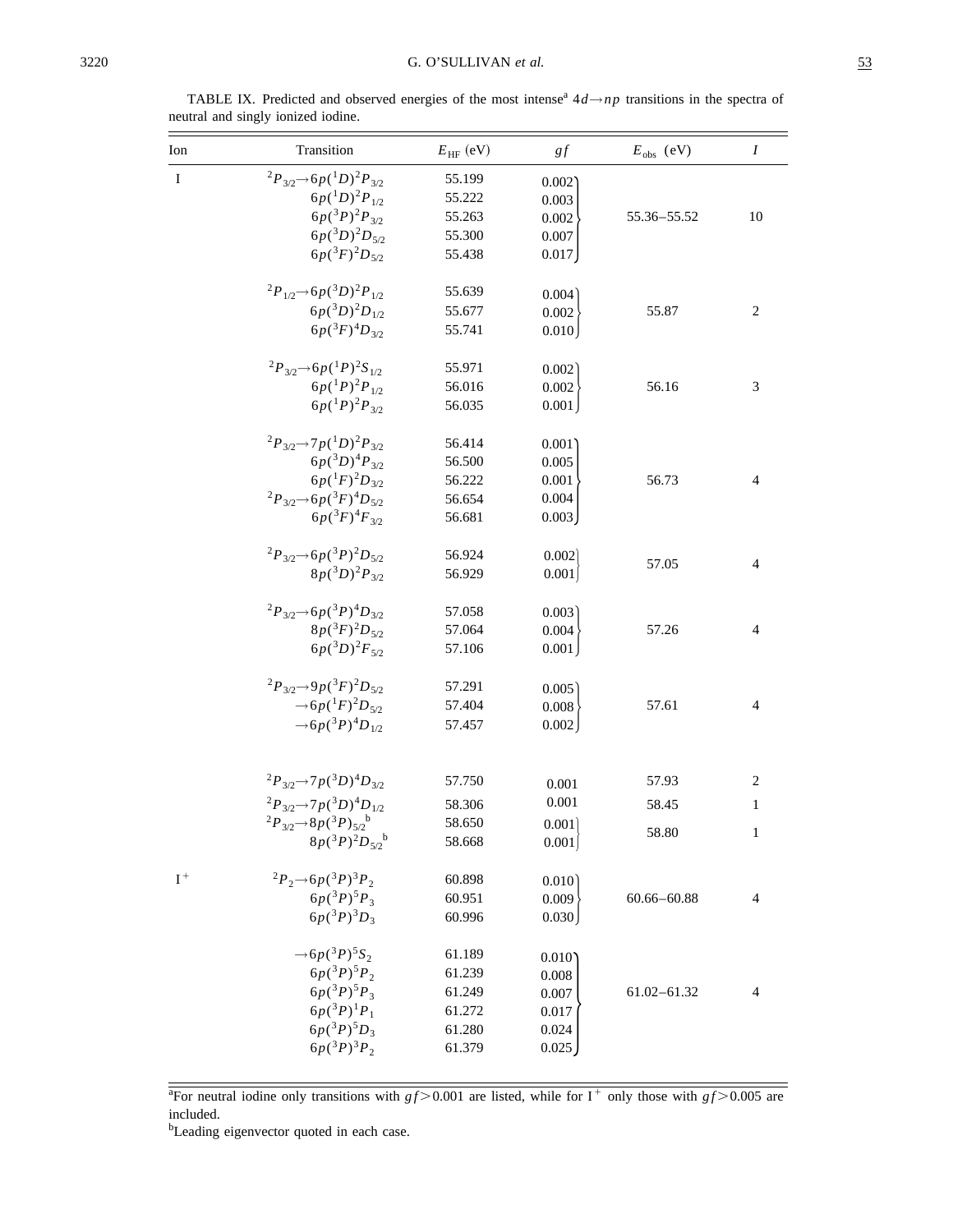TABLE IX. Predicted and observed energies of the most intense[a] $4d\rightarrow np$ transitions in the spectra of neutral and singly ionized iodine.

| Ion | Transition | $E_{\rm HF}$ (eV) | $gf$ | $E_{\rm obs}$ (eV) | $I$ |
|---|---|---|---|---|---|
| I | $^2P_{3/2}\rightarrow 6p(^1D)^2P_{3/2}$ | 55.199 | 0.002 | 55.36–55.52 | 10 |
| | $6p(^1D)^2P_{1/2}$ | 55.222 | 0.003 | | |
| | $6p(^3P)^2P_{3/2}$ | 55.263 | 0.002 | | |
| | $6p(^3D)^2D_{5/2}$ | 55.300 | 0.007 | | |
| | $6p(^3F)^2D_{5/2}$ | 55.438 | 0.017 | | |
| | $^2P_{1/2}\rightarrow 6p(^3D)^2P_{1/2}$ | 55.639 | 0.004 | 55.87 | 2 |
| | $6p(^3D)^2D_{1/2}$ | 55.677 | 0.002 | | |
| | $6p(^3F)^4D_{3/2}$ | 55.741 | 0.010 | | |
| | $^2P_{3/2}\rightarrow 6p(^1P)^2S_{1/2}$ | 55.971 | 0.002 | 56.16 | 3 |
| | $6p(^1P)^2P_{1/2}$ | 56.016 | 0.002 | | |
| | $6p(^1P)^2P_{3/2}$ | 56.035 | 0.001 | | |
| | $^2P_{3/2}\rightarrow 7p(^1D)^2P_{3/2}$ | 56.414 | 0.001 | 56.73 | 4 |
| | $6p(^3D)^4P_{3/2}$ | 56.500 | 0.005 | | |
| | $6p(^1F)^2D_{3/2}$ | 56.222 | 0.001 | | |
| | $^2P_{3/2}\rightarrow 6p(^3F)^4D_{5/2}$ | 56.654 | 0.004 | | |
| | $6p(^3F)^4F_{3/2}$ | 56.681 | 0.003 | | |
| | $^2P_{3/2}\rightarrow 6p(^3P)^2D_{5/2}$ | 56.924 | 0.002 | 57.05 | 4 |
| | $8p(^3D)^2P_{3/2}$ | 56.929 | 0.001 | | |
| | $^2P_{3/2}\rightarrow 6p(^3P)^4D_{3/2}$ | 57.058 | 0.003 | 57.26 | 4 |
| | $8p(^3F)^2D_{5/2}$ | 57.064 | 0.004 | | |
| | $6p(^3D)^2F_{5/2}$ | 57.106 | 0.001 | | |
| | $^2P_{3/2}\rightarrow 9p(^3F)^2D_{5/2}$ | 57.291 | 0.005 | 57.61 | 4 |
| | $\rightarrow 6p(^1F)^2D_{5/2}$ | 57.404 | 0.008 | | |
| | $\rightarrow 6p(^3P)^4D_{1/2}$ | 57.457 | 0.002 | | |
| | $^2P_{3/2}\rightarrow 7p(^3D)^4D_{3/2}$ | 57.750 | 0.001 | 57.93 | 2 |
| | $^2P_{3/2}\rightarrow 7p(^3D)^4D_{1/2}$ | 58.306 | 0.001 | 58.45 | 1 |
| | $^2P_{3/2}\rightarrow 8p(^3P)_{5/2}$ [b] | 58.650 | 0.001 | 58.80 | 1 |
| | $8p(^3P)^2D_{5/2}$ [b] | 58.668 | 0.001 | | |
| $I^+$ | $^2P_2\rightarrow 6p(^3P)^3P_2$ | 60.898 | 0.010 | 60.66–60.88 | 4 |
| | $6p(^3P)^5P_3$ | 60.951 | 0.009 | | |
| | $6p(^3P)^3D_3$ | 60.996 | 0.030 | | |
| | $\rightarrow 6p(^3P)^5S_2$ | 61.189 | 0.010 | 61.02–61.32 | 4 |
| | $6p(^3P)^5P_2$ | 61.239 | 0.008 | | |
| | $6p(^3P)^5P_3$ | 61.249 | 0.007 | | |
| | $6p(^3P)^1P_1$ | 61.272 | 0.017 | | |
| | $6p(^3P)^5D_3$ | 61.280 | 0.024 | | |
| | $6p(^3P)^3P_2$ | 61.379 | 0.025 | | |

[a]For neutral iodine only transitions with $gf>0.001$ are listed, while for $I^+$ only those with $gf>0.005$ are included.

[b]Leading eigenvector quoted in each case.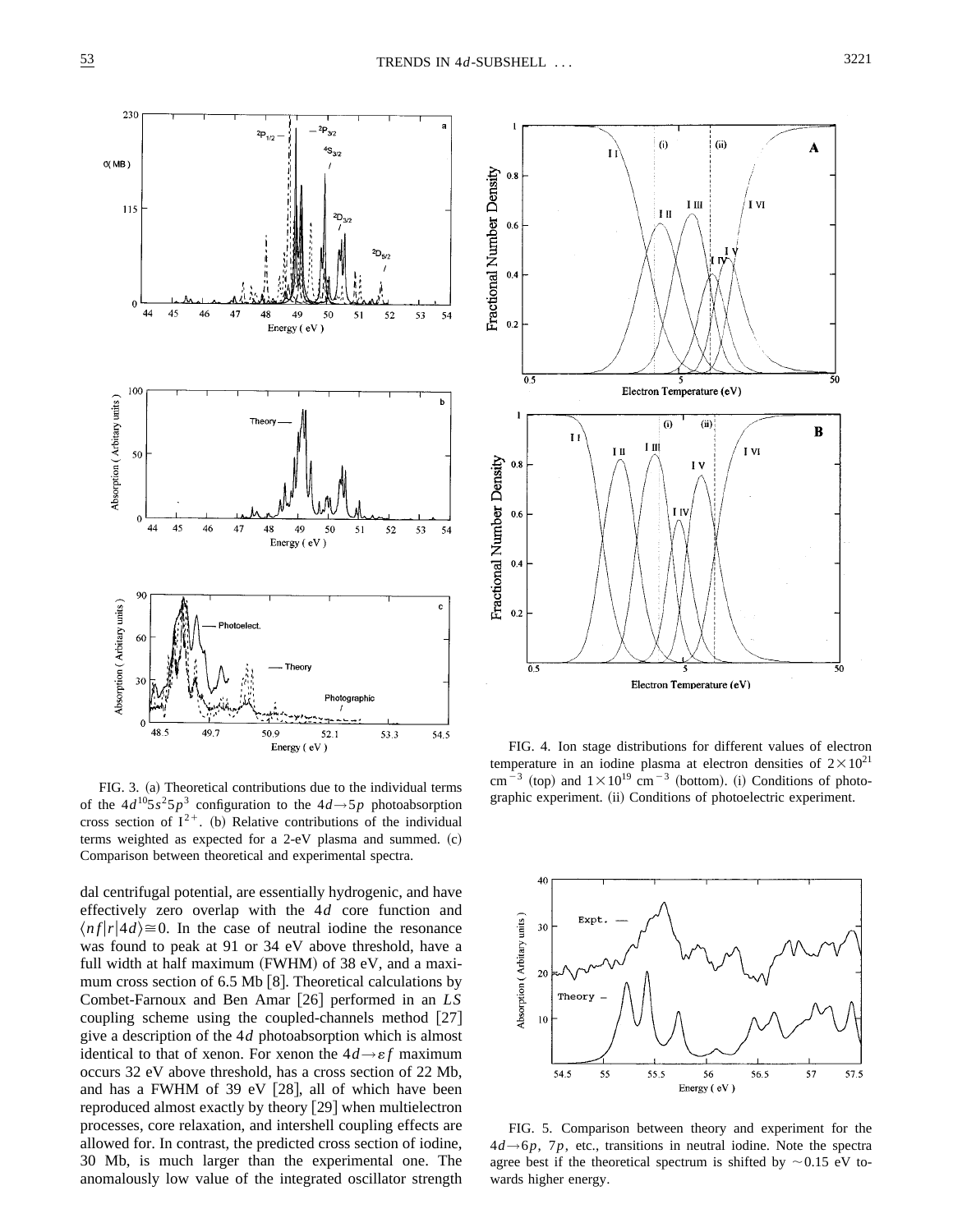FIG. 3. (a) Theoretical contributions due to the individual terms of the $4d^{10}5s^25p^3$ configuration to the $4d\rightarrow 5p$ photoabsorption cross section of $I^{2+}$. (b) Relative contributions of the individual terms weighted as expected for a 2-eV plasma and summed. (c) Comparison between theoretical and experimental spectra.

FIG. 4. Ion stage distributions for different values of electron temperature in an iodine plasma at electron densities of $2\times10^{21}$ $\mathrm{cm}^{-3}$ (top) and $1\times10^{19}$ $\mathrm{cm}^{-3}$ (bottom). (i) Conditions of photographic experiment. (ii) Conditions of photoelectric experiment.

dal centrifugal potential, are essentially hydrogenic, and have effectively zero overlap with the $4d$ core function and $\langle nf|r|4d\rangle \cong 0$. In the case of neutral iodine the resonance was found to peak at 91 or 34 eV above threshold, have a full width at half maximum (FWHM) of 38 eV, and a maximum cross section of 6.5 Mb [8]. Theoretical calculations by Combet-Farnoux and Ben Amar [26] performed in an $LS$ coupling scheme using the coupled-channels method [27] give a description of the $4d$ photoabsorption which is almost identical to that of xenon. For xenon the $4d\rightarrow \varepsilon f$ maximum occurs 32 eV above threshold, has a cross section of 22 Mb, and has a FWHM of 39 eV [28], all of which have been reproduced almost exactly by theory [29] when multielectron processes, core relaxation, and intershell coupling effects are allowed for. In contrast, the predicted cross section of iodine, 30 Mb, is much larger than the experimental one. The anomalously low value of the integrated oscillator strength

FIG. 5. Comparison between theory and experiment for the $4d\rightarrow 6p$, $7p$, etc., transitions in neutral iodine. Note the spectra agree best if the theoretical spectrum is shifted by $\sim$0.15 eV towards higher energy.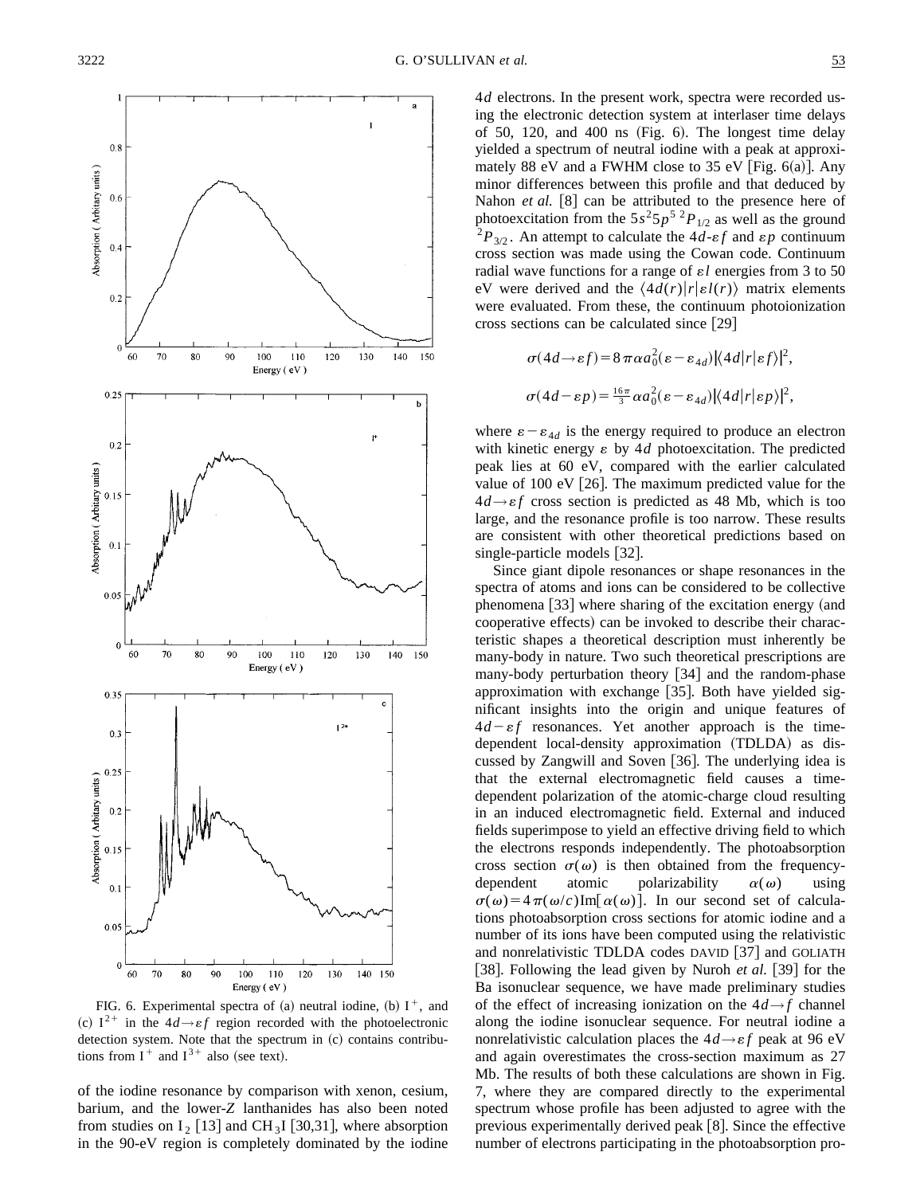FIG. 6. Experimental spectra of (a) neutral iodine, (b) $I^+$, and (c) $I^{2+}$ in the $4d \rightarrow \varepsilon f$ region recorded with the photoelectronic detection system. Note that the spectrum in (c) contains contributions from $I^+$ and $I^{3+}$ also (see text).

of the iodine resonance by comparison with xenon, cesium, barium, and the lower-$Z$ lanthanides has also been noted from studies on $I_2$ [13] and $CH_3I$ [30,31], where absorption in the 90-eV region is completely dominated by the iodine $4d$ electrons. In the present work, spectra were recorded using the electronic detection system at interlaser time delays of 50, 120, and 400 ns (Fig. 6). The longest time delay yielded a spectrum of neutral iodine with a peak at approximately 88 eV and a FWHM close to 35 eV [Fig. 6(a)]. Any minor differences between this profile and that deduced by Nahon *et al.* [8] can be attributed to the presence here of photoexcitation from the $5s^2 5p^5\ {}^2P_{1/2}$ as well as the ground ${}^2P_{3/2}$. An attempt to calculate the $4d$-$\varepsilon f$ and $\varepsilon p$ continuum cross section was made using the Cowan code. Continuum radial wave functions for a range of $\varepsilon l$ energies from 3 to 50 eV were derived and the $\langle 4d(r)|r|\varepsilon l(r)\rangle$ matrix elements were evaluated. From these, the continuum photoionization cross sections can be calculated since [29]

$$\sigma(4d \rightarrow \varepsilon f) = 8\pi\alpha a_0^2(\varepsilon - \varepsilon_{4d})|\langle 4d|r|\varepsilon f\rangle|^2,$$

$$\sigma(4d - \varepsilon p) = \tfrac{16\pi}{3}\alpha a_0^2(\varepsilon - \varepsilon_{4d})|\langle 4d|r|\varepsilon p\rangle|^2,$$

where $\varepsilon - \varepsilon_{4d}$ is the energy required to produce an electron with kinetic energy $\varepsilon$ by $4d$ photoexcitation. The predicted peak lies at 60 eV, compared with the earlier calculated value of 100 eV [26]. The maximum predicted value for the $4d \rightarrow \varepsilon f$ cross section is predicted as 48 Mb, which is too large, and the resonance profile is too narrow. These results are consistent with other theoretical predictions based on single-particle models [32].

Since giant dipole resonances or shape resonances in the spectra of atoms and ions can be considered to be collective phenomena [33] where sharing of the excitation energy (and cooperative effects) can be invoked to describe their characteristic shapes a theoretical description must inherently be many-body in nature. Two such theoretical prescriptions are many-body perturbation theory [34] and the random-phase approximation with exchange [35]. Both have yielded significant insights into the origin and unique features of $4d - \varepsilon f$ resonances. Yet another approach is the time-dependent local-density approximation (TDLDA) as discussed by Zangwill and Soven [36]. The underlying idea is that the external electromagnetic field causes a time-dependent polarization of the atomic-charge cloud resulting in an induced electromagnetic field. External and induced fields superimpose to yield an effective driving field to which the electrons responds independently. The photoabsorption cross section $\sigma(\omega)$ is then obtained from the frequency-dependent atomic polarizability $\alpha(\omega)$ using $\sigma(\omega) = 4\pi(\omega/c)\mathrm{Im}[\alpha(\omega)]$. In our second set of calculations photoabsorption cross sections for atomic iodine and a number of its ions have been computed using the relativistic and nonrelativistic TDLDA codes DAVID [37] and GOLIATH [38]. Following the lead given by Nuroh *et al.* [39] for the Ba isonuclear sequence, we have made preliminary studies of the effect of increasing ionization on the $4d \rightarrow f$ channel along the iodine isonuclear sequence. For neutral iodine a nonrelativistic calculation places the $4d \rightarrow \varepsilon f$ peak at 96 eV and again overestimates the cross-section maximum as 27 Mb. The results of both these calculations are shown in Fig. 7, where they are compared directly to the experimental spectrum whose profile has been adjusted to agree with the previous experimentally derived peak [8]. Since the effective number of electrons participating in the photoabsorption pro-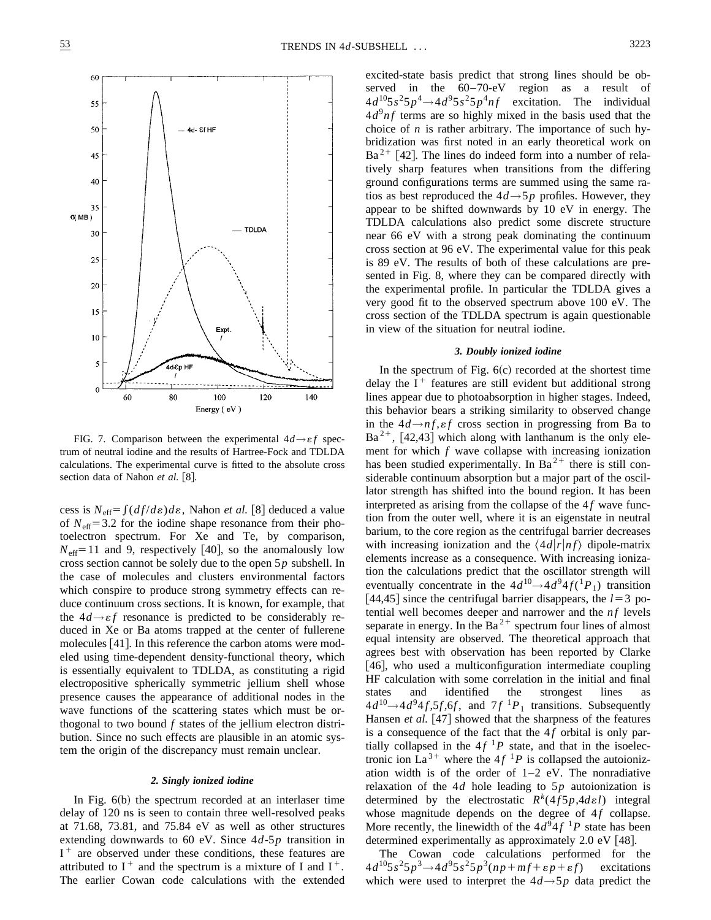FIG. 7. Comparison between the experimental $4d \rightarrow \varepsilon f$ spectrum of neutral iodine and the results of Hartree-Fock and TDLDA calculations. The experimental curve is fitted to the absolute cross section data of Nahon *et al.* [8].

cess is $N_{\mathrm{eff}} = \int (df/d\varepsilon) d\varepsilon$, Nahon *et al.* [8] deduced a value of $N_{\mathrm{eff}} = 3.2$ for the iodine shape resonance from their photoelectron spectrum. For Xe and Te, by comparison, $N_{\mathrm{eff}} = 11$ and 9, respectively [40], so the anomalously low cross section cannot be solely due to the open $5p$ subshell. In the case of molecules and clusters environmental factors which conspire to produce strong symmetry effects can reduce continuum cross sections. It is known, for example, that the $4d \rightarrow \varepsilon f$ resonance is predicted to be considerably reduced in Xe or Ba atoms trapped at the center of fullerene molecules [41]. In this reference the carbon atoms were modeled using time-dependent density-functional theory, which is essentially equivalent to TDLDA, as constituting a rigid electropositive spherically symmetric jellium shell whose presence causes the appearance of additional nodes in the wave functions of the scattering states which must be orthogonal to two bound $f$ states of the jellium electron distribution. Since no such effects are plausible in an atomic system the origin of the discrepancy must remain unclear.

#### 2. Singly ionized iodine

In Fig. 6(b) the spectrum recorded at an interlaser time delay of 120 ns is seen to contain three well-resolved peaks at 71.68, 73.81, and 75.84 eV as well as other structures extending downwards to 60 eV. Since $4d$-$5p$ transition in $I^{+}$ are observed under these conditions, these features are attributed to $I^{+}$ and the spectrum is a mixture of I and $I^{+}$. The earlier Cowan code calculations with the extended excited-state basis predict that strong lines should be observed in the 60–70-eV region as a result of $4d^{10}5s^{2}5p^{4} \rightarrow 4d^{9}5s^{2}5p^{4}nf$ excitation. The individual $4d^{9}nf$ terms are so highly mixed in the basis used that the choice of $n$ is rather arbitrary. The importance of such hybridization was first noted in an early theoretical work on $Ba^{2+}$ [42]. The lines do indeed form into a number of relatively sharp features when transitions from the differing ground configurations terms are summed using the same ratios as best reproduced the $4d \rightarrow 5p$ profiles. However, they appear to be shifted downwards by 10 eV in energy. The TDLDA calculations also predict some discrete structure near 66 eV with a strong peak dominating the continuum cross section at 96 eV. The experimental value for this peak is 89 eV. The results of both of these calculations are presented in Fig. 8, where they can be compared directly with the experimental profile. In particular the TDLDA gives a very good fit to the observed spectrum above 100 eV. The cross section of the TDLDA spectrum is again questionable in view of the situation for neutral iodine.

#### 3. Doubly ionized iodine

In the spectrum of Fig. 6(c) recorded at the shortest time delay the $I^{+}$ features are still evident but additional strong lines appear due to photoabsorption in higher stages. Indeed, this behavior bears a striking similarity to observed change in the $4d \rightarrow nf, \varepsilon f$ cross section in progressing from Ba to $Ba^{2+}$, [42,43] which along with lanthanum is the only element for which $f$ wave collapse with increasing ionization has been studied experimentally. In $Ba^{2+}$ there is still considerable continuum absorption but a major part of the oscillator strength has shifted into the bound region. It has been interpreted as arising from the collapse of the $4f$ wave function from the outer well, where it is an eigenstate in neutral barium, to the core region as the centrifugal barrier decreases with increasing ionization and the $\langle 4d|r|nf \rangle$ dipole-matrix elements increase as a consequence. With increasing ionization the calculations predict that the oscillator strength will eventually concentrate in the $4d^{10} \rightarrow 4d^{9}4f(^{1}P_{1})$ transition [44,45] since the centrifugal barrier disappears, the $l=3$ potential well becomes deeper and narrower and the $nf$ levels separate in energy. In the $Ba^{2+}$ spectrum four lines of almost equal intensity are observed. The theoretical approach that agrees best with observation has been reported by Clarke [46], who used a multiconfiguration intermediate coupling HF calculation with some correlation in the initial and final states and identified the strongest lines as $4d^{10} \rightarrow 4d^{9}4f, 5f, 6f$, and $7f\ ^{1}P_{1}$ transitions. Subsequently Hansen *et al.* [47] showed that the sharpness of the features is a consequence of the fact that the $4f$ orbital is only partially collapsed in the $4f\ ^{1}P$ state, and that in the isoelectronic ion $La^{3+}$ where the $4f\ ^{1}P$ is collapsed the autoionization width is of the order of 1–2 eV. The nonradiative relaxation of the $4d$ hole leading to $5p$ autoionization is determined by the electrostatic $R^{k}(4f5p, 4d\varepsilon l)$ integral whose magnitude depends on the degree of $4f$ collapse. More recently, the linewidth of the $4d^{9}4f\ ^{1}P$ state has been determined experimentally as approximately 2.0 eV [48].

The Cowan code calculations performed for the $4d^{10}5s^{2}5p^{3} \rightarrow 4d^{9}5s^{2}5p^{3}(np + mf + \varepsilon p + \varepsilon f)$ excitations which were used to interpret the $4d \rightarrow 5p$ data predict the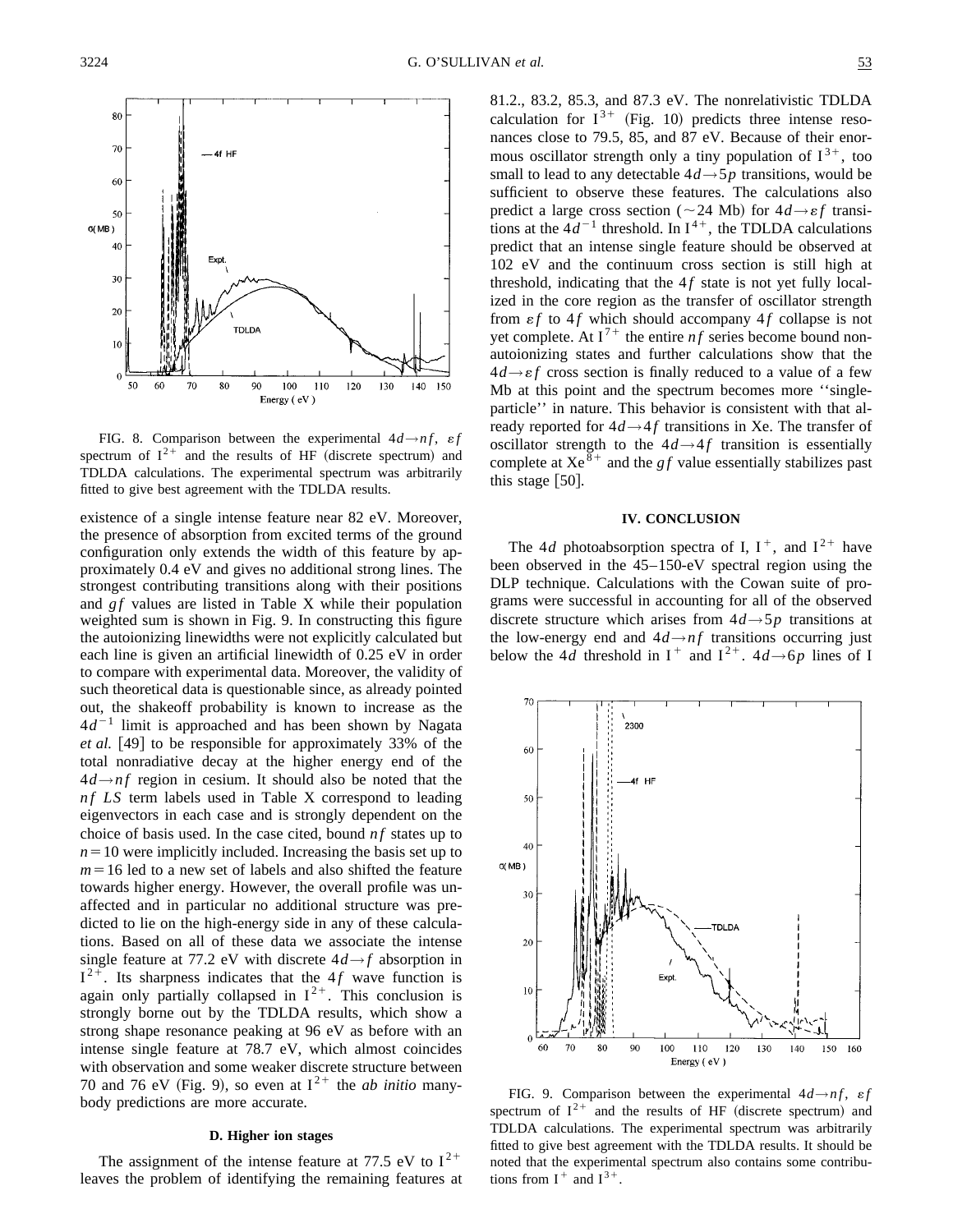FIG. 8. Comparison between the experimental $4d \rightarrow nf$, $\varepsilon f$ spectrum of $I^{2+}$ and the results of HF (discrete spectrum) and TDLDA calculations. The experimental spectrum was arbitrarily fitted to give best agreement with the TDLDA results.

existence of a single intense feature near 82 eV. Moreover, the presence of absorption from excited terms of the ground configuration only extends the width of this feature by approximately 0.4 eV and gives no additional strong lines. The strongest contributing transitions along with their positions and $gf$ values are listed in Table X while their population weighted sum is shown in Fig. 9. In constructing this figure the autoionizing linewidths were not explicitly calculated but each line is given an artificial linewidth of 0.25 eV in order to compare with experimental data. Moreover, the validity of such theoretical data is questionable since, as already pointed out, the shakeoff probability is known to increase as the $4d^{-1}$ limit is approached and has been shown by Nagata *et al.* [49] to be responsible for approximately 33% of the total nonradiative decay at the higher energy end of the $4d \rightarrow nf$ region in cesium. It should also be noted that the $nf$ *LS* term labels used in Table X correspond to leading eigenvectors in each case and is strongly dependent on the choice of basis used. In the case cited, bound $nf$ states up to $n=10$ were implicitly included. Increasing the basis set up to $m=16$ led to a new set of labels and also shifted the feature towards higher energy. However, the overall profile was unaffected and in particular no additional structure was predicted to lie on the high-energy side in any of these calculations. Based on all of these data we associate the intense single feature at 77.2 eV with discrete $4d \rightarrow f$ absorption in $I^{2+}$. Its sharpness indicates that the $4f$ wave function is again only partially collapsed in $I^{2+}$. This conclusion is strongly borne out by the TDLDA results, which show a strong shape resonance peaking at 96 eV as before with an intense single feature at 78.7 eV, which almost coincides with observation and some weaker discrete structure between 70 and 76 eV (Fig. 9), so even at $I^{2+}$ the *ab initio* many-body predictions are more accurate.

### D. Higher ion stages

The assignment of the intense feature at 77.5 eV to $I^{2+}$ leaves the problem of identifying the remaining features at 81.2., 83.2, 85.3, and 87.3 eV. The nonrelativistic TDLDA calculation for $I^{3+}$ (Fig. 10) predicts three intense resonances close to 79.5, 85, and 87 eV. Because of their enormous oscillator strength only a tiny population of $I^{3+}$, too small to lead to any detectable $4d \rightarrow 5p$ transitions, would be sufficient to observe these features. The calculations also predict a large cross section ($\sim$24 Mb) for $4d \rightarrow \varepsilon f$ transitions at the $4d^{-1}$ threshold. In $I^{4+}$, the TDLDA calculations predict that an intense single feature should be observed at 102 eV and the continuum cross section is still high at threshold, indicating that the $4f$ state is not yet fully localized in the core region as the transfer of oscillator strength from $\varepsilon f$ to $4f$ which should accompany $4f$ collapse is not yet complete. At $I^{7+}$ the entire $nf$ series become bound nonautoionizing states and further calculations show that the $4d \rightarrow \varepsilon f$ cross section is finally reduced to a value of a few Mb at this point and the spectrum becomes more "single-particle" in nature. This behavior is consistent with that already reported for $4d \rightarrow 4f$ transitions in Xe. The transfer of oscillator strength to the $4d \rightarrow 4f$ transition is essentially complete at $Xe^{8+}$ and the $gf$ value essentially stabilizes past this stage [50].

## IV. CONCLUSION

The $4d$ photoabsorption spectra of I, $I^+$, and $I^{2+}$ have been observed in the 45–150-eV spectral region using the DLP technique. Calculations with the Cowan suite of programs were successful in accounting for all of the observed discrete structure which arises from $4d \rightarrow 5p$ transitions at the low-energy end and $4d \rightarrow nf$ transitions occurring just below the $4d$ threshold in $I^+$ and $I^{2+}$. $4d \rightarrow 6p$ lines of I

FIG. 9. Comparison between the experimental $4d \rightarrow nf$, $\varepsilon f$ spectrum of $I^{2+}$ and the results of HF (discrete spectrum) and TDLDA calculations. The experimental spectrum was arbitrarily fitted to give best agreement with the TDLDA results. It should be noted that the experimental spectrum also contains some contributions from $I^+$ and $I^{3+}$.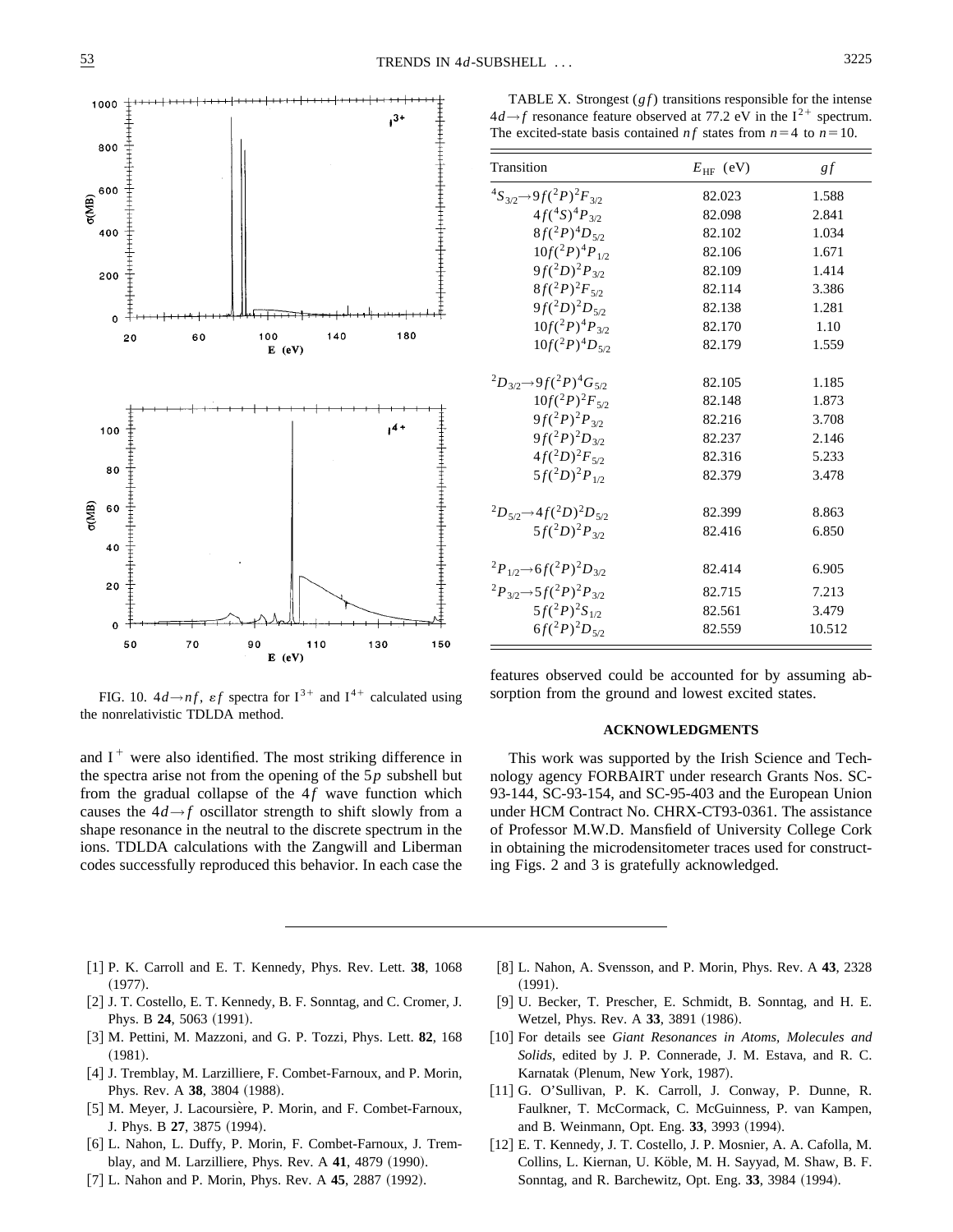FIG. 10. $4d \rightarrow nf$, $\varepsilon f$ spectra for $I^{3+}$ and $I^{4+}$ calculated using the nonrelativistic TDLDA method.

and $I^+$ were also identified. The most striking difference in the spectra arise not from the opening of the $5p$ subshell but from the gradual collapse of the $4f$ wave function which causes the $4d \rightarrow f$ oscillator strength to shift slowly from a shape resonance in the neutral to the discrete spectrum in the ions. TDLDA calculations with the Zangwill and Liberman codes successfully reproduced this behavior. In each case the features observed could be accounted for by assuming absorption from the ground and lowest excited states.

TABLE X. Strongest $(gf)$ transitions responsible for the intense $4d \rightarrow f$ resonance feature observed at 77.2 eV in the $I^{2+}$ spectrum. The excited-state basis contained $nf$ states from $n=4$ to $n=10$.

| Transition | $E_{\mathrm{HF}}$ (eV) | $gf$ |
|---|---|---|
| ${}^4S_{3/2} \rightarrow 9f({}^2P){}^2F_{3/2}$ | 82.023 | 1.588 |
| $4f({}^4S){}^4P_{3/2}$ | 82.098 | 2.841 |
| $8f({}^2P){}^4D_{5/2}$ | 82.102 | 1.034 |
| $10f({}^2P){}^4P_{1/2}$ | 82.106 | 1.671 |
| $9f({}^2D){}^2P_{3/2}$ | 82.109 | 1.414 |
| $8f({}^2P){}^2F_{5/2}$ | 82.114 | 3.386 |
| $9f({}^2D){}^2D_{5/2}$ | 82.138 | 1.281 |
| $10f({}^2P){}^4P_{3/2}$ | 82.170 | 1.10 |
| $10f({}^2P){}^4D_{5/2}$ | 82.179 | 1.559 |
| ${}^2D_{3/2} \rightarrow 9f({}^2P){}^4G_{5/2}$ | 82.105 | 1.185 |
| $10f({}^2P){}^2F_{5/2}$ | 82.148 | 1.873 |
| $9f({}^2P){}^2P_{3/2}$ | 82.216 | 3.708 |
| $9f({}^2P){}^2D_{3/2}$ | 82.237 | 2.146 |
| $4f({}^2D){}^2F_{5/2}$ | 82.316 | 5.233 |
| $5f({}^2D){}^2P_{1/2}$ | 82.379 | 3.478 |
| ${}^2D_{5/2} \rightarrow 4f({}^2D){}^2D_{5/2}$ | 82.399 | 8.863 |
| $5f({}^2D){}^2P_{3/2}$ | 82.416 | 6.850 |
| ${}^2P_{1/2} \rightarrow 6f({}^2P){}^2D_{3/2}$ | 82.414 | 6.905 |
| ${}^2P_{3/2} \rightarrow 5f({}^2P){}^2P_{3/2}$ | 82.715 | 7.213 |
| $5f({}^2P){}^2S_{1/2}$ | 82.561 | 3.479 |
| $6f({}^2P){}^2D_{5/2}$ | 82.559 | 10.512 |

## ACKNOWLEDGMENTS

This work was supported by the Irish Science and Technology agency FORBAIRT under research Grants Nos. SC-93-144, SC-93-154, and SC-95-403 and the European Union under HCM Contract No. CHRX-CT93-0361. The assistance of Professor M.W.D. Mansfield of University College Cork in obtaining the microdensitometer traces used for constructing Figs. 2 and 3 is gratefully acknowledged.

---

[1] P. K. Carroll and E. T. Kennedy, Phys. Rev. Lett. **38**, 1068 (1977).

[2] J. T. Costello, E. T. Kennedy, B. F. Sonntag, and C. Cromer, J. Phys. B **24**, 5063 (1991).

[3] M. Pettini, M. Mazzoni, and G. P. Tozzi, Phys. Lett. **82**, 168 (1981).

[4] J. Tremblay, M. Larzilliere, F. Combet-Farnoux, and P. Morin, Phys. Rev. A **38**, 3804 (1988).

[5] M. Meyer, J. Lacoursière, P. Morin, and F. Combet-Farnoux, J. Phys. B **27**, 3875 (1994).

[6] L. Nahon, L. Duffy, P. Morin, F. Combet-Farnoux, J. Tremblay, and M. Larzilliere, Phys. Rev. A **41**, 4879 (1990).

[7] L. Nahon and P. Morin, Phys. Rev. A **45**, 2887 (1992).

[8] L. Nahon, A. Svensson, and P. Morin, Phys. Rev. A **43**, 2328 (1991).

[9] U. Becker, T. Prescher, E. Schmidt, B. Sonntag, and H. E. Wetzel, Phys. Rev. A **33**, 3891 (1986).

[10] For details see *Giant Resonances in Atoms, Molecules and Solids*, edited by J. P. Connerade, J. M. Estava, and R. C. Karnatak (Plenum, New York, 1987).

[11] G. O'Sullivan, P. K. Carroll, J. Conway, P. Dunne, R. Faulkner, T. McCormack, C. McGuinness, P. van Kampen, and B. Weinmann, Opt. Eng. **33**, 3993 (1994).

[12] E. T. Kennedy, J. T. Costello, J. P. Mosnier, A. A. Cafolla, M. Collins, L. Kiernan, U. Köble, M. H. Sayyad, M. Shaw, B. F. Sonntag, and R. Barchewitz, Opt. Eng. **33**, 3984 (1994).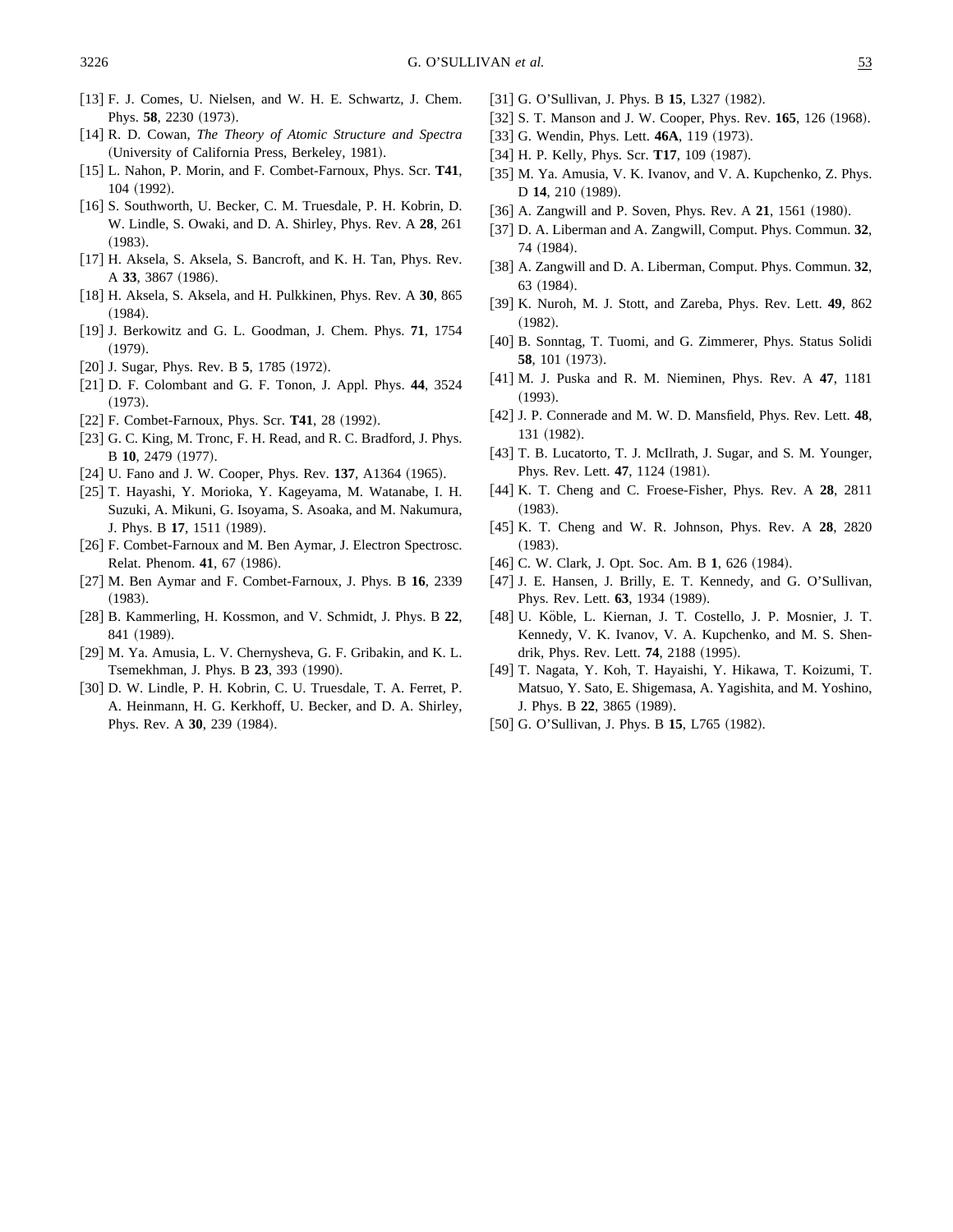[13] F. J. Comes, U. Nielsen, and W. H. E. Schwartz, J. Chem. Phys. **58**, 2230 (1973).

[14] R. D. Cowan, *The Theory of Atomic Structure and Spectra* (University of California Press, Berkeley, 1981).

[15] L. Nahon, P. Morin, and F. Combet-Farnoux, Phys. Scr. **T41**, 104 (1992).

[16] S. Southworth, U. Becker, C. M. Truesdale, P. H. Kobrin, D. W. Lindle, S. Owaki, and D. A. Shirley, Phys. Rev. A **28**, 261 (1983).

[17] H. Aksela, S. Aksela, S. Bancroft, and K. H. Tan, Phys. Rev. A **33**, 3867 (1986).

[18] H. Aksela, S. Aksela, and H. Pulkkinen, Phys. Rev. A **30**, 865 (1984).

[19] J. Berkowitz and G. L. Goodman, J. Chem. Phys. **71**, 1754 (1979).

[20] J. Sugar, Phys. Rev. B **5**, 1785 (1972).

[21] D. F. Colombant and G. F. Tonon, J. Appl. Phys. **44**, 3524 (1973).

[22] F. Combet-Farnoux, Phys. Scr. **T41**, 28 (1992).

[23] G. C. King, M. Tronc, F. H. Read, and R. C. Bradford, J. Phys. B **10**, 2479 (1977).

[24] U. Fano and J. W. Cooper, Phys. Rev. **137**, A1364 (1965).

[25] T. Hayashi, Y. Morioka, Y. Kageyama, M. Watanabe, I. H. Suzuki, A. Mikuni, G. Isoyama, S. Asoaka, and M. Nakumura, J. Phys. B **17**, 1511 (1989).

[26] F. Combet-Farnoux and M. Ben Aymar, J. Electron Spectrosc. Relat. Phenom. **41**, 67 (1986).

[27] M. Ben Aymar and F. Combet-Farnoux, J. Phys. B **16**, 2339 (1983).

[28] B. Kammerling, H. Kossmon, and V. Schmidt, J. Phys. B **22**, 841 (1989).

[29] M. Ya. Amusia, L. V. Chernysheva, G. F. Gribakin, and K. L. Tsemekhman, J. Phys. B **23**, 393 (1990).

[30] D. W. Lindle, P. H. Kobrin, C. U. Truesdale, T. A. Ferret, P. A. Heinmann, H. G. Kerkhoff, U. Becker, and D. A. Shirley, Phys. Rev. A **30**, 239 (1984).

[31] G. O'Sullivan, J. Phys. B **15**, L327 (1982).

[32] S. T. Manson and J. W. Cooper, Phys. Rev. **165**, 126 (1968).

[33] G. Wendin, Phys. Lett. **46A**, 119 (1973).

[34] H. P. Kelly, Phys. Scr. **T17**, 109 (1987).

[35] M. Ya. Amusia, V. K. Ivanov, and V. A. Kupchenko, Z. Phys. D **14**, 210 (1989).

[36] A. Zangwill and P. Soven, Phys. Rev. A **21**, 1561 (1980).

[37] D. A. Liberman and A. Zangwill, Comput. Phys. Commun. **32**, 74 (1984).

[38] A. Zangwill and D. A. Liberman, Comput. Phys. Commun. **32**, 63 (1984).

[39] K. Nuroh, M. J. Stott, and Zareba, Phys. Rev. Lett. **49**, 862 (1982).

[40] B. Sonntag, T. Tuomi, and G. Zimmerer, Phys. Status Solidi **58**, 101 (1973).

[41] M. J. Puska and R. M. Nieminen, Phys. Rev. A **47**, 1181 (1993).

[42] J. P. Connerade and M. W. D. Mansfield, Phys. Rev. Lett. **48**, 131 (1982).

[43] T. B. Lucatorto, T. J. McIlrath, J. Sugar, and S. M. Younger, Phys. Rev. Lett. **47**, 1124 (1981).

[44] K. T. Cheng and C. Froese-Fisher, Phys. Rev. A **28**, 2811 (1983).

[45] K. T. Cheng and W. R. Johnson, Phys. Rev. A **28**, 2820 (1983).

[46] C. W. Clark, J. Opt. Soc. Am. B **1**, 626 (1984).

[47] J. E. Hansen, J. Brilly, E. T. Kennedy, and G. O'Sullivan, Phys. Rev. Lett. **63**, 1934 (1989).

[48] U. Köble, L. Kiernan, J. T. Costello, J. P. Mosnier, J. T. Kennedy, V. K. Ivanov, V. A. Kupchenko, and M. S. Shendrik, Phys. Rev. Lett. **74**, 2188 (1995).

[49] T. Nagata, Y. Koh, T. Hayaishi, Y. Hikawa, T. Koizumi, T. Matsuo, Y. Sato, E. Shigemasa, A. Yagishita, and M. Yoshino, J. Phys. B **22**, 3865 (1989).

[50] G. O'Sullivan, J. Phys. B **15**, L765 (1982).